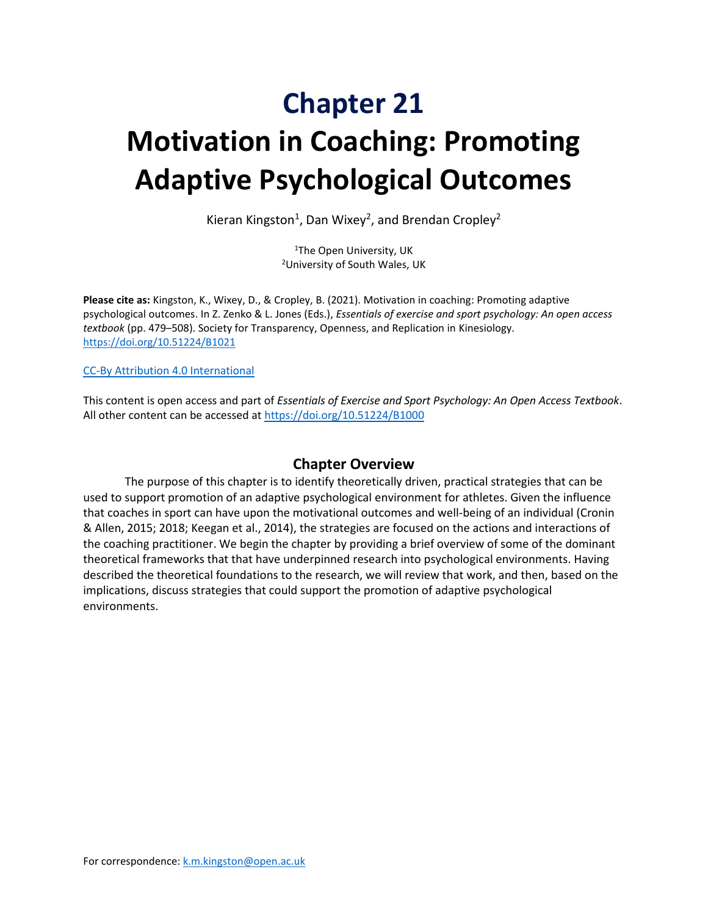# Chapter 21

# Motivation in Coaching: Promoting Adaptive Psychological Outcomes

Kieran Kingston[1], Dan Wixey[2], and Brendan Cropley[2]

[1]The Open University, UK
[2]University of South Wales, UK

**Please cite as:** Kingston, K., Wixey, D., & Cropley, B. (2021). Motivation in coaching: Promoting adaptive psychological outcomes. In Z. Zenko & L. Jones (Eds.), *Essentials of exercise and sport psychology: An open access textbook* (pp. 479–508). Society for Transparency, Openness, and Replication in Kinesiology. https://doi.org/10.51224/B1021

CC-By Attribution 4.0 International

This content is open access and part of *Essentials of Exercise and Sport Psychology: An Open Access Textbook*. All other content can be accessed at https://doi.org/10.51224/B1000

## Chapter Overview

The purpose of this chapter is to identify theoretically driven, practical strategies that can be used to support promotion of an adaptive psychological environment for athletes. Given the influence that coaches in sport can have upon the motivational outcomes and well-being of an individual (Cronin & Allen, 2015; 2018; Keegan et al., 2014), the strategies are focused on the actions and interactions of the coaching practitioner. We begin the chapter by providing a brief overview of some of the dominant theoretical frameworks that that have underpinned research into psychological environments. Having described the theoretical foundations to the research, we will review that work, and then, based on the implications, discuss strategies that could support the promotion of adaptive psychological environments.

For correspondence: k.m.kingston@open.ac.uk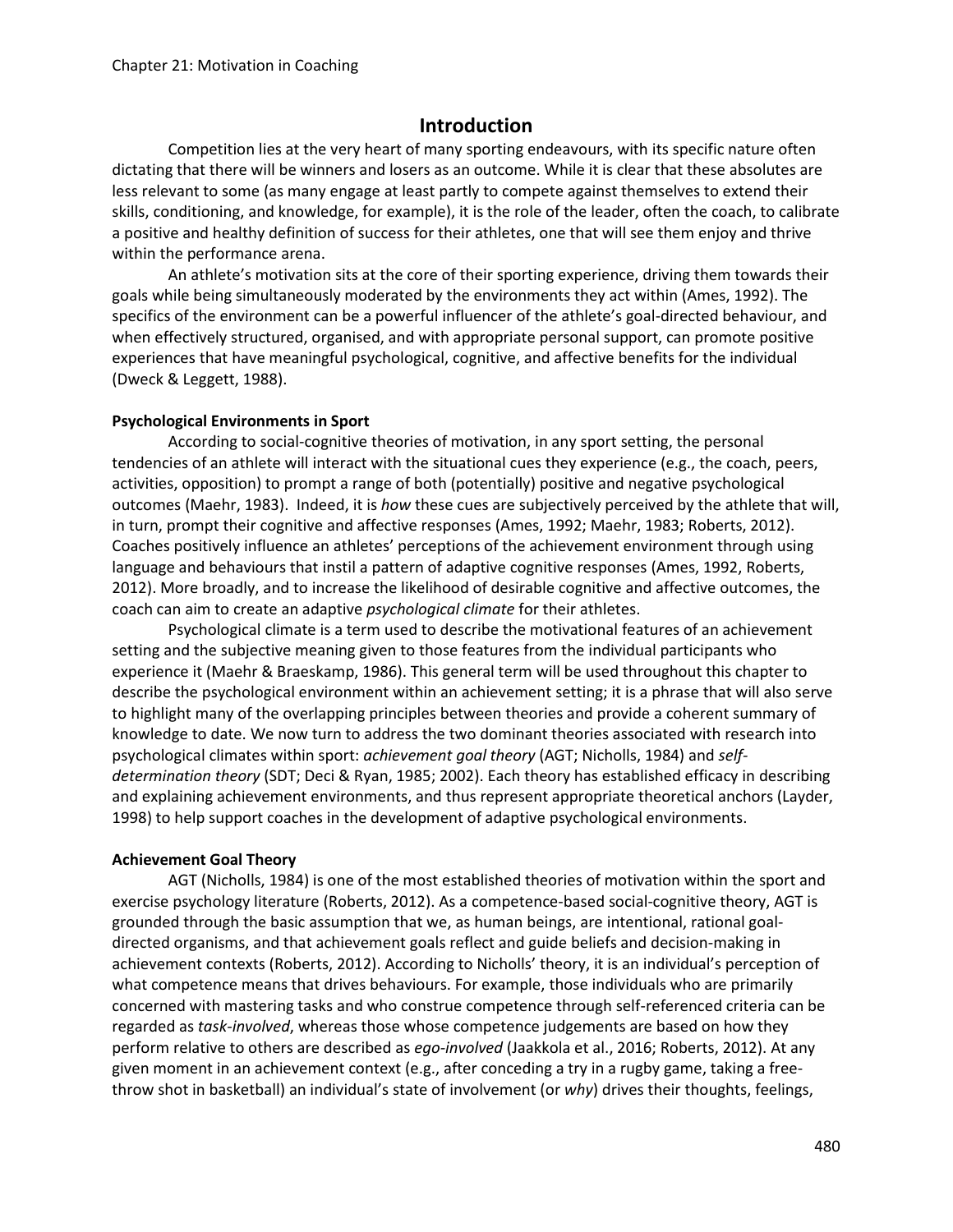## Introduction

Competition lies at the very heart of many sporting endeavours, with its specific nature often dictating that there will be winners and losers as an outcome. While it is clear that these absolutes are less relevant to some (as many engage at least partly to compete against themselves to extend their skills, conditioning, and knowledge, for example), it is the role of the leader, often the coach, to calibrate a positive and healthy definition of success for their athletes, one that will see them enjoy and thrive within the performance arena.

An athlete's motivation sits at the core of their sporting experience, driving them towards their goals while being simultaneously moderated by the environments they act within (Ames, 1992). The specifics of the environment can be a powerful influencer of the athlete's goal-directed behaviour, and when effectively structured, organised, and with appropriate personal support, can promote positive experiences that have meaningful psychological, cognitive, and affective benefits for the individual (Dweck & Leggett, 1988).

### Psychological Environments in Sport

According to social-cognitive theories of motivation, in any sport setting, the personal tendencies of an athlete will interact with the situational cues they experience (e.g., the coach, peers, activities, opposition) to prompt a range of both (potentially) positive and negative psychological outcomes (Maehr, 1983). Indeed, it is *how* these cues are subjectively perceived by the athlete that will, in turn, prompt their cognitive and affective responses (Ames, 1992; Maehr, 1983; Roberts, 2012). Coaches positively influence an athletes' perceptions of the achievement environment through using language and behaviours that instil a pattern of adaptive cognitive responses (Ames, 1992, Roberts, 2012). More broadly, and to increase the likelihood of desirable cognitive and affective outcomes, the coach can aim to create an adaptive *psychological climate* for their athletes.

Psychological climate is a term used to describe the motivational features of an achievement setting and the subjective meaning given to those features from the individual participants who experience it (Maehr & Braeskamp, 1986). This general term will be used throughout this chapter to describe the psychological environment within an achievement setting; it is a phrase that will also serve to highlight many of the overlapping principles between theories and provide a coherent summary of knowledge to date. We now turn to address the two dominant theories associated with research into psychological climates within sport: *achievement goal theory* (AGT; Nicholls, 1984) and *self-determination theory* (SDT; Deci & Ryan, 1985; 2002). Each theory has established efficacy in describing and explaining achievement environments, and thus represent appropriate theoretical anchors (Layder, 1998) to help support coaches in the development of adaptive psychological environments.

### Achievement Goal Theory

AGT (Nicholls, 1984) is one of the most established theories of motivation within the sport and exercise psychology literature (Roberts, 2012). As a competence-based social-cognitive theory, AGT is grounded through the basic assumption that we, as human beings, are intentional, rational goal-directed organisms, and that achievement goals reflect and guide beliefs and decision-making in achievement contexts (Roberts, 2012). According to Nicholls' theory, it is an individual's perception of what competence means that drives behaviours. For example, those individuals who are primarily concerned with mastering tasks and who construe competence through self-referenced criteria can be regarded as *task-involved*, whereas those whose competence judgements are based on how they perform relative to others are described as *ego-involved* (Jaakkola et al., 2016; Roberts, 2012). At any given moment in an achievement context (e.g., after conceding a try in a rugby game, taking a free-throw shot in basketball) an individual's state of involvement (or *why*) drives their thoughts, feelings,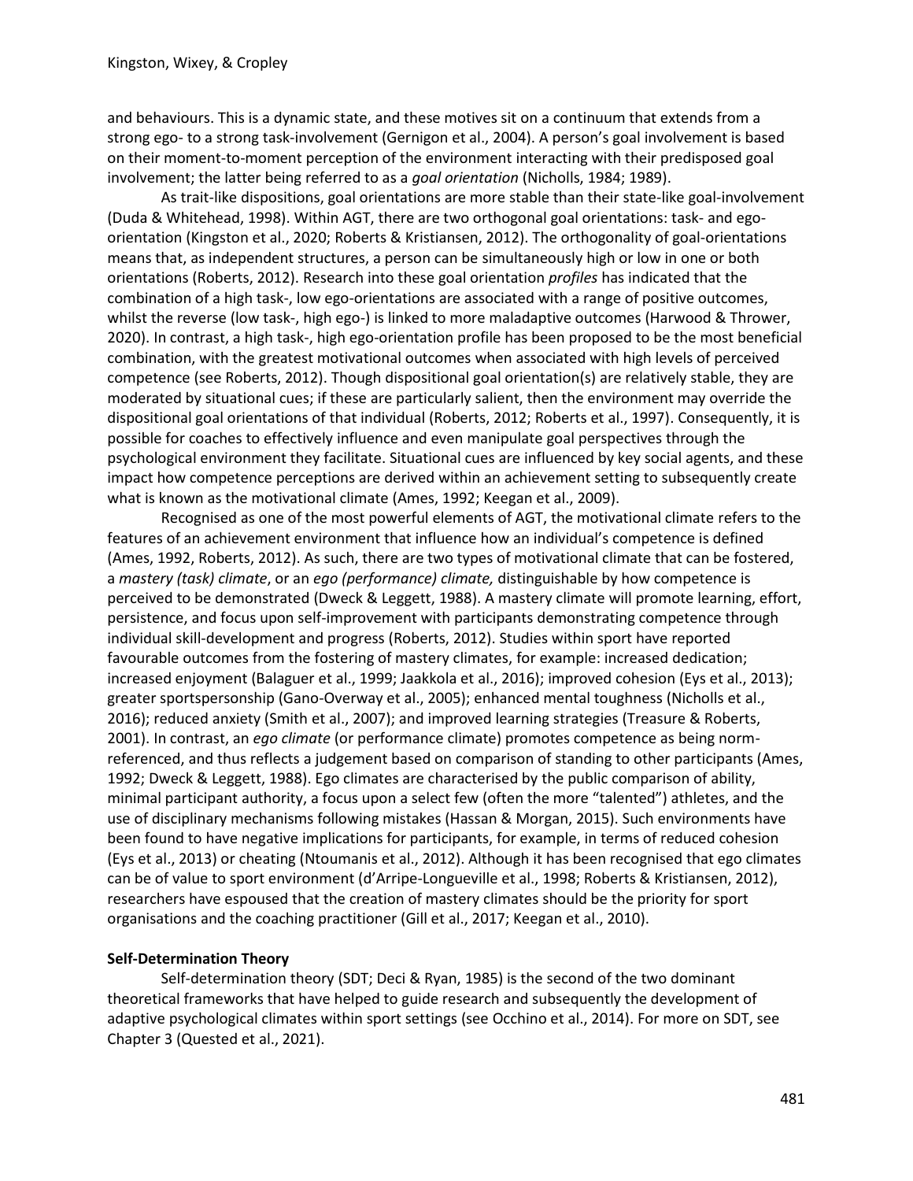and behaviours. This is a dynamic state, and these motives sit on a continuum that extends from a strong ego- to a strong task-involvement (Gernigon et al., 2004). A person's goal involvement is based on their moment-to-moment perception of the environment interacting with their predisposed goal involvement; the latter being referred to as a *goal orientation* (Nicholls, 1984; 1989).

As trait-like dispositions, goal orientations are more stable than their state-like goal-involvement (Duda & Whitehead, 1998). Within AGT, there are two orthogonal goal orientations: task- and ego-orientation (Kingston et al., 2020; Roberts & Kristiansen, 2012). The orthogonality of goal-orientations means that, as independent structures, a person can be simultaneously high or low in one or both orientations (Roberts, 2012). Research into these goal orientation *profiles* has indicated that the combination of a high task-, low ego-orientations are associated with a range of positive outcomes, whilst the reverse (low task-, high ego-) is linked to more maladaptive outcomes (Harwood & Thrower, 2020). In contrast, a high task-, high ego-orientation profile has been proposed to be the most beneficial combination, with the greatest motivational outcomes when associated with high levels of perceived competence (see Roberts, 2012). Though dispositional goal orientation(s) are relatively stable, they are moderated by situational cues; if these are particularly salient, then the environment may override the dispositional goal orientations of that individual (Roberts, 2012; Roberts et al., 1997). Consequently, it is possible for coaches to effectively influence and even manipulate goal perspectives through the psychological environment they facilitate. Situational cues are influenced by key social agents, and these impact how competence perceptions are derived within an achievement setting to subsequently create what is known as the motivational climate (Ames, 1992; Keegan et al., 2009).

Recognised as one of the most powerful elements of AGT, the motivational climate refers to the features of an achievement environment that influence how an individual's competence is defined (Ames, 1992, Roberts, 2012). As such, there are two types of motivational climate that can be fostered, a *mastery (task) climate*, or an *ego (performance) climate,* distinguishable by how competence is perceived to be demonstrated (Dweck & Leggett, 1988). A mastery climate will promote learning, effort, persistence, and focus upon self-improvement with participants demonstrating competence through individual skill-development and progress (Roberts, 2012). Studies within sport have reported favourable outcomes from the fostering of mastery climates, for example: increased dedication; increased enjoyment (Balaguer et al., 1999; Jaakkola et al., 2016); improved cohesion (Eys et al., 2013); greater sportspersonship (Gano-Overway et al., 2005); enhanced mental toughness (Nicholls et al., 2016); reduced anxiety (Smith et al., 2007); and improved learning strategies (Treasure & Roberts, 2001). In contrast, an *ego climate* (or performance climate) promotes competence as being norm-referenced, and thus reflects a judgement based on comparison of standing to other participants (Ames, 1992; Dweck & Leggett, 1988). Ego climates are characterised by the public comparison of ability, minimal participant authority, a focus upon a select few (often the more "talented") athletes, and the use of disciplinary mechanisms following mistakes (Hassan & Morgan, 2015). Such environments have been found to have negative implications for participants, for example, in terms of reduced cohesion (Eys et al., 2013) or cheating (Ntoumanis et al., 2012). Although it has been recognised that ego climates can be of value to sport environment (d'Arripe-Longueville et al., 1998; Roberts & Kristiansen, 2012), researchers have espoused that the creation of mastery climates should be the priority for sport organisations and the coaching practitioner (Gill et al., 2017; Keegan et al., 2010).

## Self-Determination Theory

Self-determination theory (SDT; Deci & Ryan, 1985) is the second of the two dominant theoretical frameworks that have helped to guide research and subsequently the development of adaptive psychological climates within sport settings (see Occhino et al., 2014). For more on SDT, see Chapter 3 (Quested et al., 2021).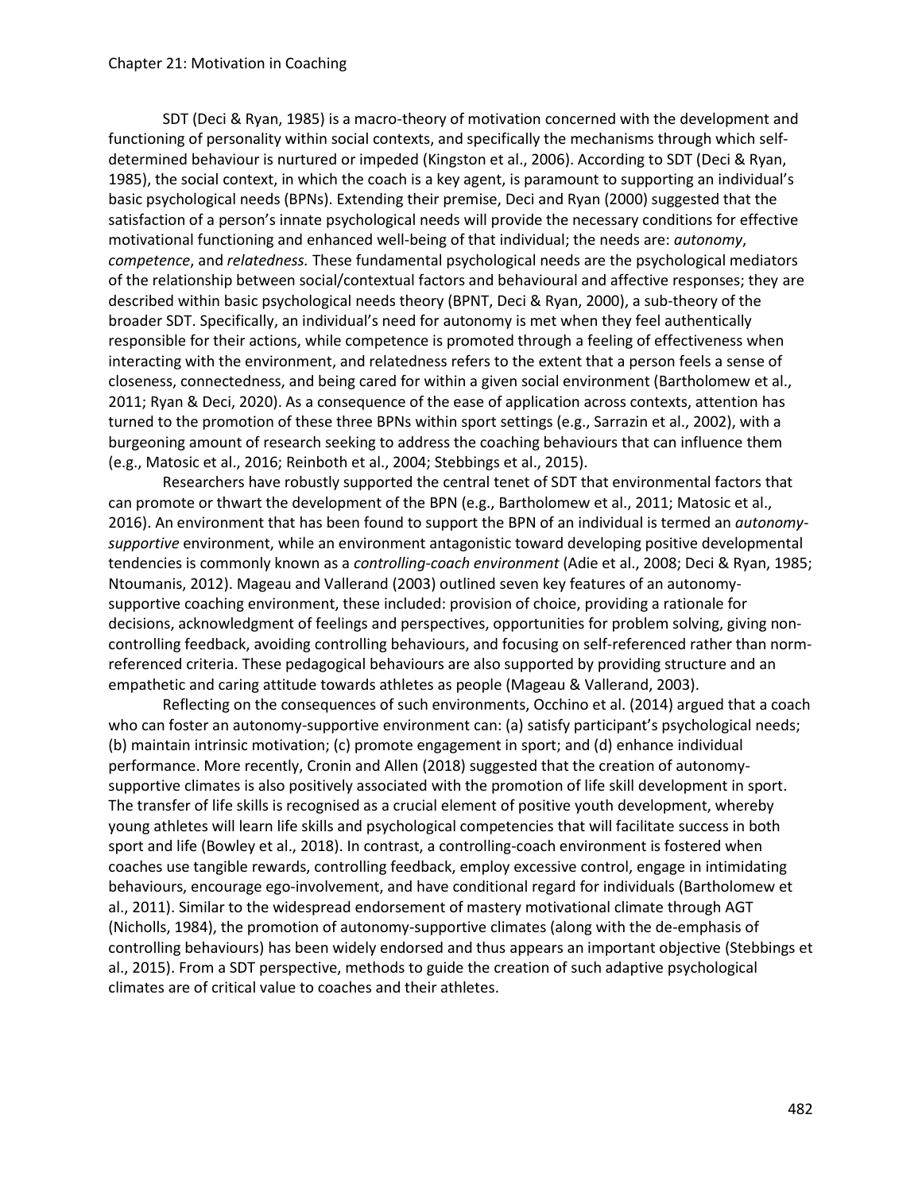SDT (Deci & Ryan, 1985) is a macro-theory of motivation concerned with the development and functioning of personality within social contexts, and specifically the mechanisms through which self-determined behaviour is nurtured or impeded (Kingston et al., 2006). According to SDT (Deci & Ryan, 1985), the social context, in which the coach is a key agent, is paramount to supporting an individual's basic psychological needs (BPNs). Extending their premise, Deci and Ryan (2000) suggested that the satisfaction of a person's innate psychological needs will provide the necessary conditions for effective motivational functioning and enhanced well-being of that individual; the needs are: *autonomy*, *competence*, and *relatedness.* These fundamental psychological needs are the psychological mediators of the relationship between social/contextual factors and behavioural and affective responses; they are described within basic psychological needs theory (BPNT, Deci & Ryan, 2000), a sub-theory of the broader SDT. Specifically, an individual's need for autonomy is met when they feel authentically responsible for their actions, while competence is promoted through a feeling of effectiveness when interacting with the environment, and relatedness refers to the extent that a person feels a sense of closeness, connectedness, and being cared for within a given social environment (Bartholomew et al., 2011; Ryan & Deci, 2020). As a consequence of the ease of application across contexts, attention has turned to the promotion of these three BPNs within sport settings (e.g., Sarrazin et al., 2002), with a burgeoning amount of research seeking to address the coaching behaviours that can influence them (e.g., Matosic et al., 2016; Reinboth et al., 2004; Stebbings et al., 2015).

Researchers have robustly supported the central tenet of SDT that environmental factors that can promote or thwart the development of the BPN (e.g., Bartholomew et al., 2011; Matosic et al., 2016). An environment that has been found to support the BPN of an individual is termed an *autonomy-supportive* environment, while an environment antagonistic toward developing positive developmental tendencies is commonly known as a *controlling-coach environment* (Adie et al., 2008; Deci & Ryan, 1985; Ntoumanis, 2012). Mageau and Vallerand (2003) outlined seven key features of an autonomy-supportive coaching environment, these included: provision of choice, providing a rationale for decisions, acknowledgment of feelings and perspectives, opportunities for problem solving, giving non-controlling feedback, avoiding controlling behaviours, and focusing on self-referenced rather than norm-referenced criteria. These pedagogical behaviours are also supported by providing structure and an empathetic and caring attitude towards athletes as people (Mageau & Vallerand, 2003).

Reflecting on the consequences of such environments, Occhino et al. (2014) argued that a coach who can foster an autonomy-supportive environment can: (a) satisfy participant's psychological needs; (b) maintain intrinsic motivation; (c) promote engagement in sport; and (d) enhance individual performance. More recently, Cronin and Allen (2018) suggested that the creation of autonomy-supportive climates is also positively associated with the promotion of life skill development in sport. The transfer of life skills is recognised as a crucial element of positive youth development, whereby young athletes will learn life skills and psychological competencies that will facilitate success in both sport and life (Bowley et al., 2018). In contrast, a controlling-coach environment is fostered when coaches use tangible rewards, controlling feedback, employ excessive control, engage in intimidating behaviours, encourage ego-involvement, and have conditional regard for individuals (Bartholomew et al., 2011). Similar to the widespread endorsement of mastery motivational climate through AGT (Nicholls, 1984), the promotion of autonomy-supportive climates (along with the de-emphasis of controlling behaviours) has been widely endorsed and thus appears an important objective (Stebbings et al., 2015). From a SDT perspective, methods to guide the creation of such adaptive psychological climates are of critical value to coaches and their athletes.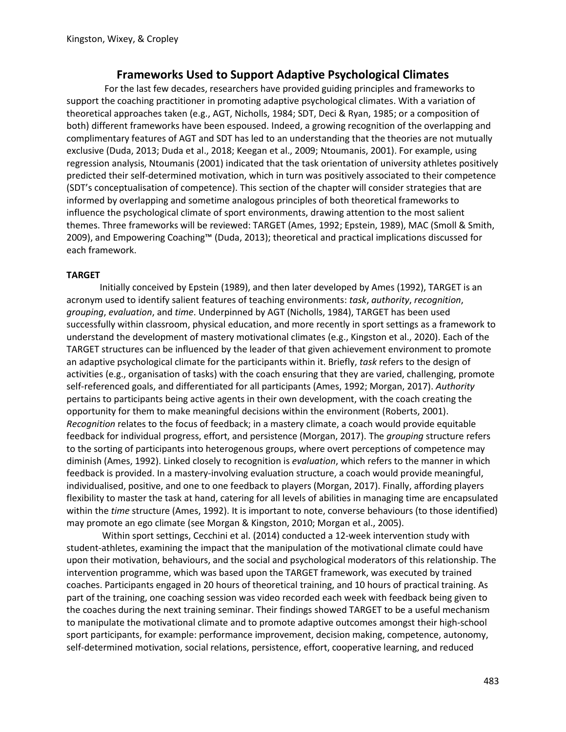## Frameworks Used to Support Adaptive Psychological Climates

For the last few decades, researchers have provided guiding principles and frameworks to support the coaching practitioner in promoting adaptive psychological climates. With a variation of theoretical approaches taken (e.g., AGT, Nicholls, 1984; SDT, Deci & Ryan, 1985; or a composition of both) different frameworks have been espoused. Indeed, a growing recognition of the overlapping and complimentary features of AGT and SDT has led to an understanding that the theories are not mutually exclusive (Duda, 2013; Duda et al., 2018; Keegan et al., 2009; Ntoumanis, 2001). For example, using regression analysis, Ntoumanis (2001) indicated that the task orientation of university athletes positively predicted their self-determined motivation, which in turn was positively associated to their competence (SDT's conceptualisation of competence). This section of the chapter will consider strategies that are informed by overlapping and sometime analogous principles of both theoretical frameworks to influence the psychological climate of sport environments, drawing attention to the most salient themes. Three frameworks will be reviewed: TARGET (Ames, 1992; Epstein, 1989), MAC (Smoll & Smith, 2009), and Empowering Coaching™ (Duda, 2013); theoretical and practical implications discussed for each framework.

**TARGET**

Initially conceived by Epstein (1989), and then later developed by Ames (1992), TARGET is an acronym used to identify salient features of teaching environments: *task*, *authority*, *recognition*, *grouping*, *evaluation*, and *time*. Underpinned by AGT (Nicholls, 1984), TARGET has been used successfully within classroom, physical education, and more recently in sport settings as a framework to understand the development of mastery motivational climates (e.g., Kingston et al., 2020). Each of the TARGET structures can be influenced by the leader of that given achievement environment to promote an adaptive psychological climate for the participants within it. Briefly, *task* refers to the design of activities (e.g., organisation of tasks) with the coach ensuring that they are varied, challenging, promote self-referenced goals, and differentiated for all participants (Ames, 1992; Morgan, 2017). *Authority* pertains to participants being active agents in their own development, with the coach creating the opportunity for them to make meaningful decisions within the environment (Roberts, 2001). *Recognition* relates to the focus of feedback; in a mastery climate, a coach would provide equitable feedback for individual progress, effort, and persistence (Morgan, 2017). The *grouping* structure refers to the sorting of participants into heterogenous groups, where overt perceptions of competence may diminish (Ames, 1992). Linked closely to recognition is *evaluation*, which refers to the manner in which feedback is provided. In a mastery-involving evaluation structure, a coach would provide meaningful, individualised, positive, and one to one feedback to players (Morgan, 2017). Finally, affording players flexibility to master the task at hand, catering for all levels of abilities in managing time are encapsulated within the *time* structure (Ames, 1992). It is important to note, converse behaviours (to those identified) may promote an ego climate (see Morgan & Kingston, 2010; Morgan et al., 2005).

Within sport settings, Cecchini et al. (2014) conducted a 12-week intervention study with student-athletes, examining the impact that the manipulation of the motivational climate could have upon their motivation, behaviours, and the social and psychological moderators of this relationship. The intervention programme, which was based upon the TARGET framework, was executed by trained coaches. Participants engaged in 20 hours of theoretical training, and 10 hours of practical training. As part of the training, one coaching session was video recorded each week with feedback being given to the coaches during the next training seminar. Their findings showed TARGET to be a useful mechanism to manipulate the motivational climate and to promote adaptive outcomes amongst their high-school sport participants, for example: performance improvement, decision making, competence, autonomy, self-determined motivation, social relations, persistence, effort, cooperative learning, and reduced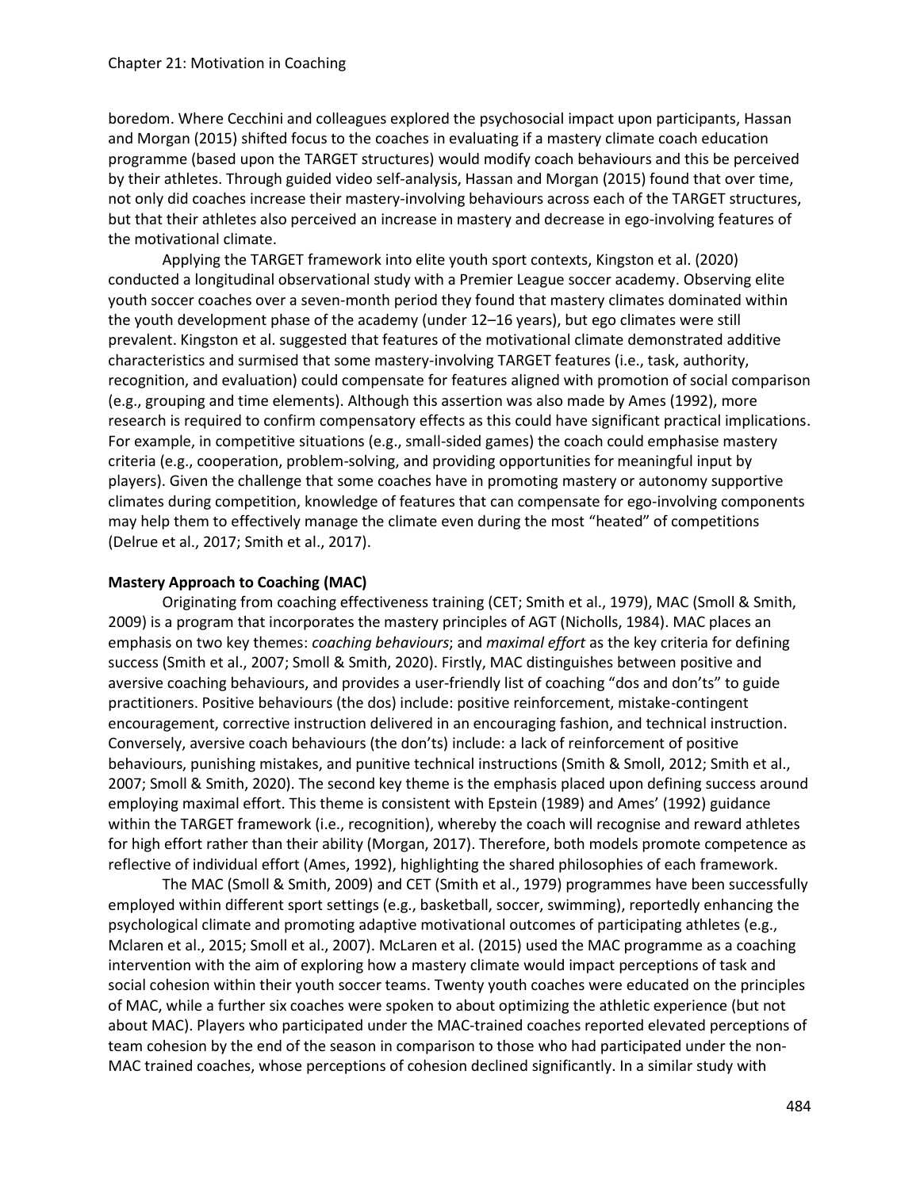boredom. Where Cecchini and colleagues explored the psychosocial impact upon participants, Hassan and Morgan (2015) shifted focus to the coaches in evaluating if a mastery climate coach education programme (based upon the TARGET structures) would modify coach behaviours and this be perceived by their athletes. Through guided video self-analysis, Hassan and Morgan (2015) found that over time, not only did coaches increase their mastery-involving behaviours across each of the TARGET structures, but that their athletes also perceived an increase in mastery and decrease in ego-involving features of the motivational climate.

Applying the TARGET framework into elite youth sport contexts, Kingston et al. (2020) conducted a longitudinal observational study with a Premier League soccer academy. Observing elite youth soccer coaches over a seven-month period they found that mastery climates dominated within the youth development phase of the academy (under 12–16 years), but ego climates were still prevalent. Kingston et al. suggested that features of the motivational climate demonstrated additive characteristics and surmised that some mastery-involving TARGET features (i.e., task, authority, recognition, and evaluation) could compensate for features aligned with promotion of social comparison (e.g., grouping and time elements). Although this assertion was also made by Ames (1992), more research is required to confirm compensatory effects as this could have significant practical implications. For example, in competitive situations (e.g., small-sided games) the coach could emphasise mastery criteria (e.g., cooperation, problem-solving, and providing opportunities for meaningful input by players). Given the challenge that some coaches have in promoting mastery or autonomy supportive climates during competition, knowledge of features that can compensate for ego-involving components may help them to effectively manage the climate even during the most "heated" of competitions (Delrue et al., 2017; Smith et al., 2017).

**Mastery Approach to Coaching (MAC)**

Originating from coaching effectiveness training (CET; Smith et al., 1979), MAC (Smoll & Smith, 2009) is a program that incorporates the mastery principles of AGT (Nicholls, 1984). MAC places an emphasis on two key themes: *coaching behaviours*; and *maximal effort* as the key criteria for defining success (Smith et al., 2007; Smoll & Smith, 2020). Firstly, MAC distinguishes between positive and aversive coaching behaviours, and provides a user-friendly list of coaching "dos and don'ts" to guide practitioners. Positive behaviours (the dos) include: positive reinforcement, mistake-contingent encouragement, corrective instruction delivered in an encouraging fashion, and technical instruction. Conversely, aversive coach behaviours (the don'ts) include: a lack of reinforcement of positive behaviours, punishing mistakes, and punitive technical instructions (Smith & Smoll, 2012; Smith et al., 2007; Smoll & Smith, 2020). The second key theme is the emphasis placed upon defining success around employing maximal effort. This theme is consistent with Epstein (1989) and Ames' (1992) guidance within the TARGET framework (i.e., recognition), whereby the coach will recognise and reward athletes for high effort rather than their ability (Morgan, 2017). Therefore, both models promote competence as reflective of individual effort (Ames, 1992), highlighting the shared philosophies of each framework.

The MAC (Smoll & Smith, 2009) and CET (Smith et al., 1979) programmes have been successfully employed within different sport settings (e.g., basketball, soccer, swimming), reportedly enhancing the psychological climate and promoting adaptive motivational outcomes of participating athletes (e.g., Mclaren et al., 2015; Smoll et al., 2007). McLaren et al. (2015) used the MAC programme as a coaching intervention with the aim of exploring how a mastery climate would impact perceptions of task and social cohesion within their youth soccer teams. Twenty youth coaches were educated on the principles of MAC, while a further six coaches were spoken to about optimizing the athletic experience (but not about MAC). Players who participated under the MAC-trained coaches reported elevated perceptions of team cohesion by the end of the season in comparison to those who had participated under the non-MAC trained coaches, whose perceptions of cohesion declined significantly. In a similar study with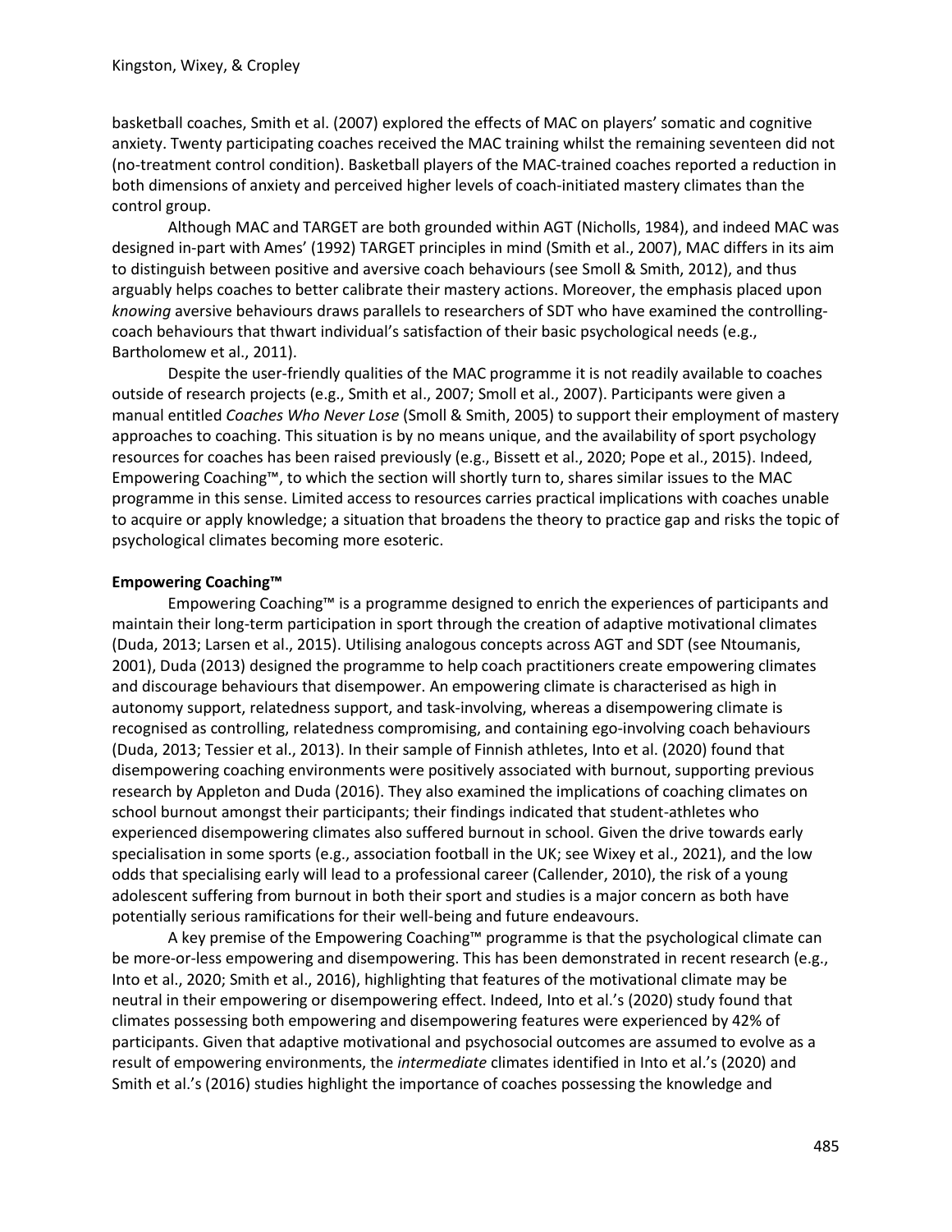basketball coaches, Smith et al. (2007) explored the effects of MAC on players' somatic and cognitive anxiety. Twenty participating coaches received the MAC training whilst the remaining seventeen did not (no-treatment control condition). Basketball players of the MAC-trained coaches reported a reduction in both dimensions of anxiety and perceived higher levels of coach-initiated mastery climates than the control group.

Although MAC and TARGET are both grounded within AGT (Nicholls, 1984), and indeed MAC was designed in-part with Ames' (1992) TARGET principles in mind (Smith et al., 2007), MAC differs in its aim to distinguish between positive and aversive coach behaviours (see Smoll & Smith, 2012), and thus arguably helps coaches to better calibrate their mastery actions. Moreover, the emphasis placed upon *knowing* aversive behaviours draws parallels to researchers of SDT who have examined the controlling-coach behaviours that thwart individual's satisfaction of their basic psychological needs (e.g., Bartholomew et al., 2011).

Despite the user-friendly qualities of the MAC programme it is not readily available to coaches outside of research projects (e.g., Smith et al., 2007; Smoll et al., 2007). Participants were given a manual entitled *Coaches Who Never Lose* (Smoll & Smith, 2005) to support their employment of mastery approaches to coaching. This situation is by no means unique, and the availability of sport psychology resources for coaches has been raised previously (e.g., Bissett et al., 2020; Pope et al., 2015). Indeed, Empowering Coaching™, to which the section will shortly turn to, shares similar issues to the MAC programme in this sense. Limited access to resources carries practical implications with coaches unable to acquire or apply knowledge; a situation that broadens the theory to practice gap and risks the topic of psychological climates becoming more esoteric.

**Empowering Coaching™**

Empowering Coaching™ is a programme designed to enrich the experiences of participants and maintain their long-term participation in sport through the creation of adaptive motivational climates (Duda, 2013; Larsen et al., 2015). Utilising analogous concepts across AGT and SDT (see Ntoumanis, 2001), Duda (2013) designed the programme to help coach practitioners create empowering climates and discourage behaviours that disempower. An empowering climate is characterised as high in autonomy support, relatedness support, and task-involving, whereas a disempowering climate is recognised as controlling, relatedness compromising, and containing ego-involving coach behaviours (Duda, 2013; Tessier et al., 2013). In their sample of Finnish athletes, Into et al. (2020) found that disempowering coaching environments were positively associated with burnout, supporting previous research by Appleton and Duda (2016). They also examined the implications of coaching climates on school burnout amongst their participants; their findings indicated that student-athletes who experienced disempowering climates also suffered burnout in school. Given the drive towards early specialisation in some sports (e.g., association football in the UK; see Wixey et al., 2021), and the low odds that specialising early will lead to a professional career (Callender, 2010), the risk of a young adolescent suffering from burnout in both their sport and studies is a major concern as both have potentially serious ramifications for their well-being and future endeavours.

A key premise of the Empowering Coaching™ programme is that the psychological climate can be more-or-less empowering and disempowering. This has been demonstrated in recent research (e.g., Into et al., 2020; Smith et al., 2016), highlighting that features of the motivational climate may be neutral in their empowering or disempowering effect. Indeed, Into et al.'s (2020) study found that climates possessing both empowering and disempowering features were experienced by 42% of participants. Given that adaptive motivational and psychosocial outcomes are assumed to evolve as a result of empowering environments, the *intermediate* climates identified in Into et al.'s (2020) and Smith et al.'s (2016) studies highlight the importance of coaches possessing the knowledge and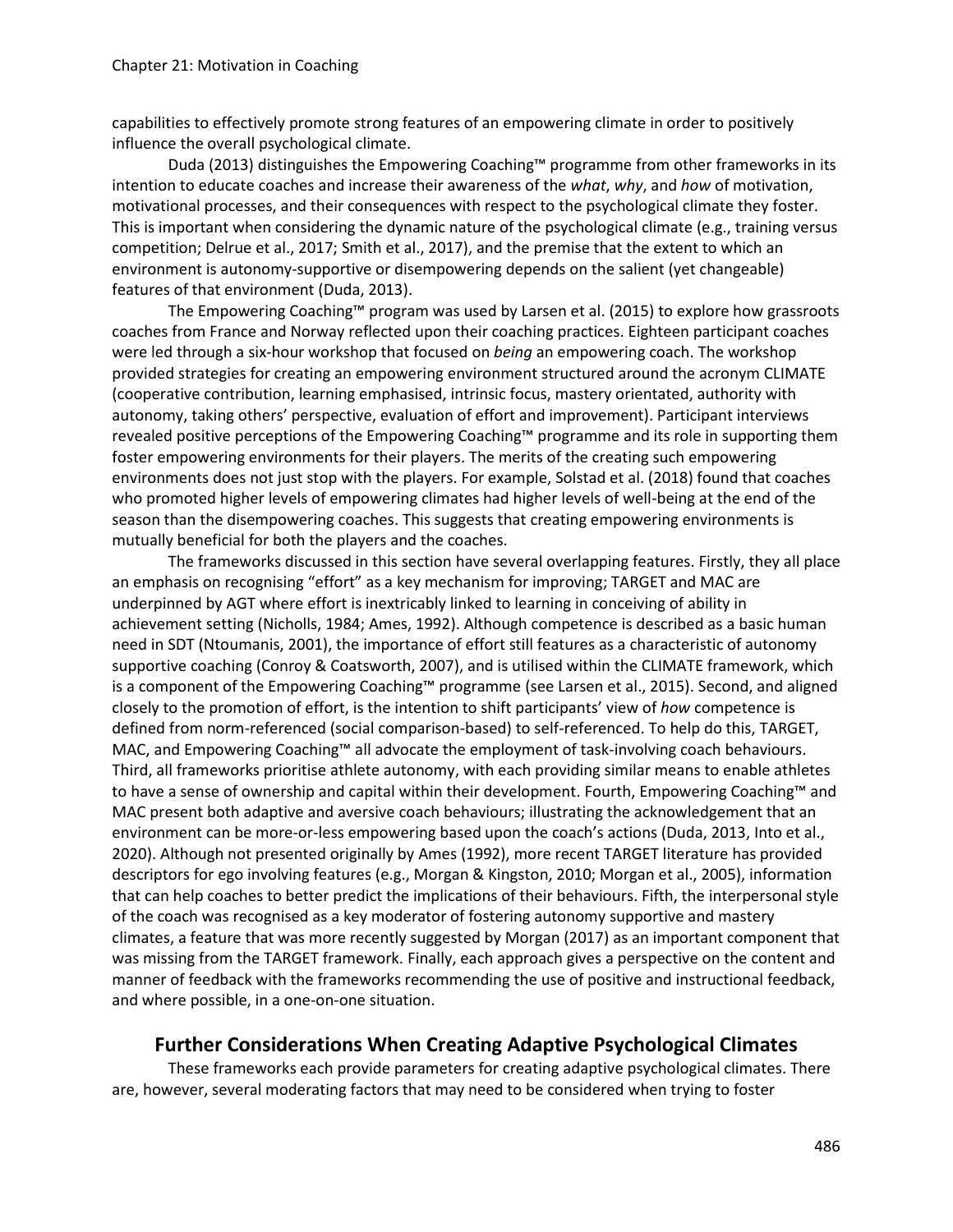capabilities to effectively promote strong features of an empowering climate in order to positively influence the overall psychological climate.

Duda (2013) distinguishes the Empowering Coaching™ programme from other frameworks in its intention to educate coaches and increase their awareness of the *what*, *why*, and *how* of motivation, motivational processes, and their consequences with respect to the psychological climate they foster. This is important when considering the dynamic nature of the psychological climate (e.g., training versus competition; Delrue et al., 2017; Smith et al., 2017), and the premise that the extent to which an environment is autonomy-supportive or disempowering depends on the salient (yet changeable) features of that environment (Duda, 2013).

The Empowering Coaching™ program was used by Larsen et al. (2015) to explore how grassroots coaches from France and Norway reflected upon their coaching practices. Eighteen participant coaches were led through a six-hour workshop that focused on *being* an empowering coach. The workshop provided strategies for creating an empowering environment structured around the acronym CLIMATE (cooperative contribution, learning emphasised, intrinsic focus, mastery orientated, authority with autonomy, taking others' perspective, evaluation of effort and improvement). Participant interviews revealed positive perceptions of the Empowering Coaching™ programme and its role in supporting them foster empowering environments for their players. The merits of the creating such empowering environments does not just stop with the players. For example, Solstad et al. (2018) found that coaches who promoted higher levels of empowering climates had higher levels of well-being at the end of the season than the disempowering coaches. This suggests that creating empowering environments is mutually beneficial for both the players and the coaches.

The frameworks discussed in this section have several overlapping features. Firstly, they all place an emphasis on recognising "effort" as a key mechanism for improving; TARGET and MAC are underpinned by AGT where effort is inextricably linked to learning in conceiving of ability in achievement setting (Nicholls, 1984; Ames, 1992). Although competence is described as a basic human need in SDT (Ntoumanis, 2001), the importance of effort still features as a characteristic of autonomy supportive coaching (Conroy & Coatsworth, 2007), and is utilised within the CLIMATE framework, which is a component of the Empowering Coaching™ programme (see Larsen et al., 2015). Second, and aligned closely to the promotion of effort, is the intention to shift participants' view of *how* competence is defined from norm-referenced (social comparison-based) to self-referenced. To help do this, TARGET, MAC, and Empowering Coaching™ all advocate the employment of task-involving coach behaviours. Third, all frameworks prioritise athlete autonomy, with each providing similar means to enable athletes to have a sense of ownership and capital within their development. Fourth, Empowering Coaching™ and MAC present both adaptive and aversive coach behaviours; illustrating the acknowledgement that an environment can be more-or-less empowering based upon the coach's actions (Duda, 2013, Into et al., 2020). Although not presented originally by Ames (1992), more recent TARGET literature has provided descriptors for ego involving features (e.g., Morgan & Kingston, 2010; Morgan et al., 2005), information that can help coaches to better predict the implications of their behaviours. Fifth, the interpersonal style of the coach was recognised as a key moderator of fostering autonomy supportive and mastery climates, a feature that was more recently suggested by Morgan (2017) as an important component that was missing from the TARGET framework. Finally, each approach gives a perspective on the content and manner of feedback with the frameworks recommending the use of positive and instructional feedback, and where possible, in a one-on-one situation.

## Further Considerations When Creating Adaptive Psychological Climates

These frameworks each provide parameters for creating adaptive psychological climates. There are, however, several moderating factors that may need to be considered when trying to foster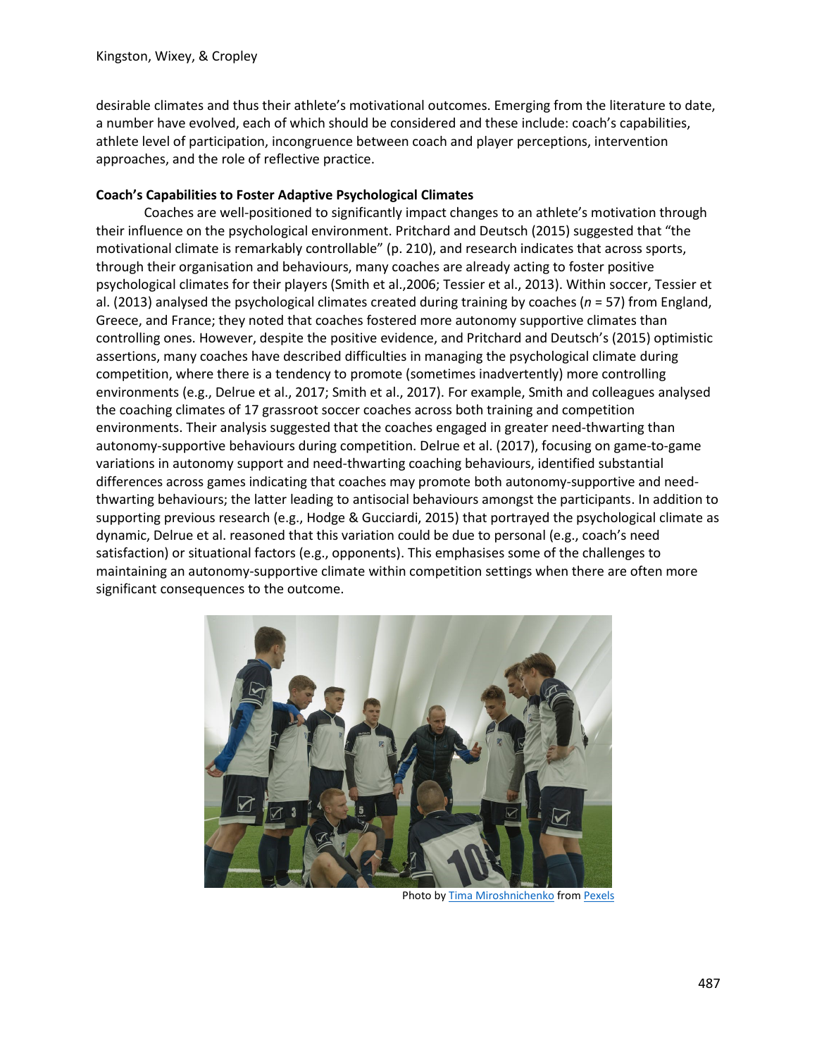desirable climates and thus their athlete's motivational outcomes. Emerging from the literature to date, a number have evolved, each of which should be considered and these include: coach's capabilities, athlete level of participation, incongruence between coach and player perceptions, intervention approaches, and the role of reflective practice.

**Coach's Capabilities to Foster Adaptive Psychological Climates**

Coaches are well-positioned to significantly impact changes to an athlete's motivation through their influence on the psychological environment. Pritchard and Deutsch (2015) suggested that "the motivational climate is remarkably controllable" (p. 210), and research indicates that across sports, through their organisation and behaviours, many coaches are already acting to foster positive psychological climates for their players (Smith et al.,2006; Tessier et al., 2013). Within soccer, Tessier et al. (2013) analysed the psychological climates created during training by coaches (*n* = 57) from England, Greece, and France; they noted that coaches fostered more autonomy supportive climates than controlling ones. However, despite the positive evidence, and Pritchard and Deutsch's (2015) optimistic assertions, many coaches have described difficulties in managing the psychological climate during competition, where there is a tendency to promote (sometimes inadvertently) more controlling environments (e.g., Delrue et al., 2017; Smith et al., 2017). For example, Smith and colleagues analysed the coaching climates of 17 grassroot soccer coaches across both training and competition environments. Their analysis suggested that the coaches engaged in greater need-thwarting than autonomy-supportive behaviours during competition. Delrue et al. (2017), focusing on game-to-game variations in autonomy support and need-thwarting coaching behaviours, identified substantial differences across games indicating that coaches may promote both autonomy-supportive and need-thwarting behaviours; the latter leading to antisocial behaviours amongst the participants. In addition to supporting previous research (e.g., Hodge & Gucciardi, 2015) that portrayed the psychological climate as dynamic, Delrue et al. reasoned that this variation could be due to personal (e.g., coach's need satisfaction) or situational factors (e.g., opponents). This emphasises some of the challenges to maintaining an autonomy-supportive climate within competition settings when there are often more significant consequences to the outcome.

Photo by Tima Miroshnichenko from Pexels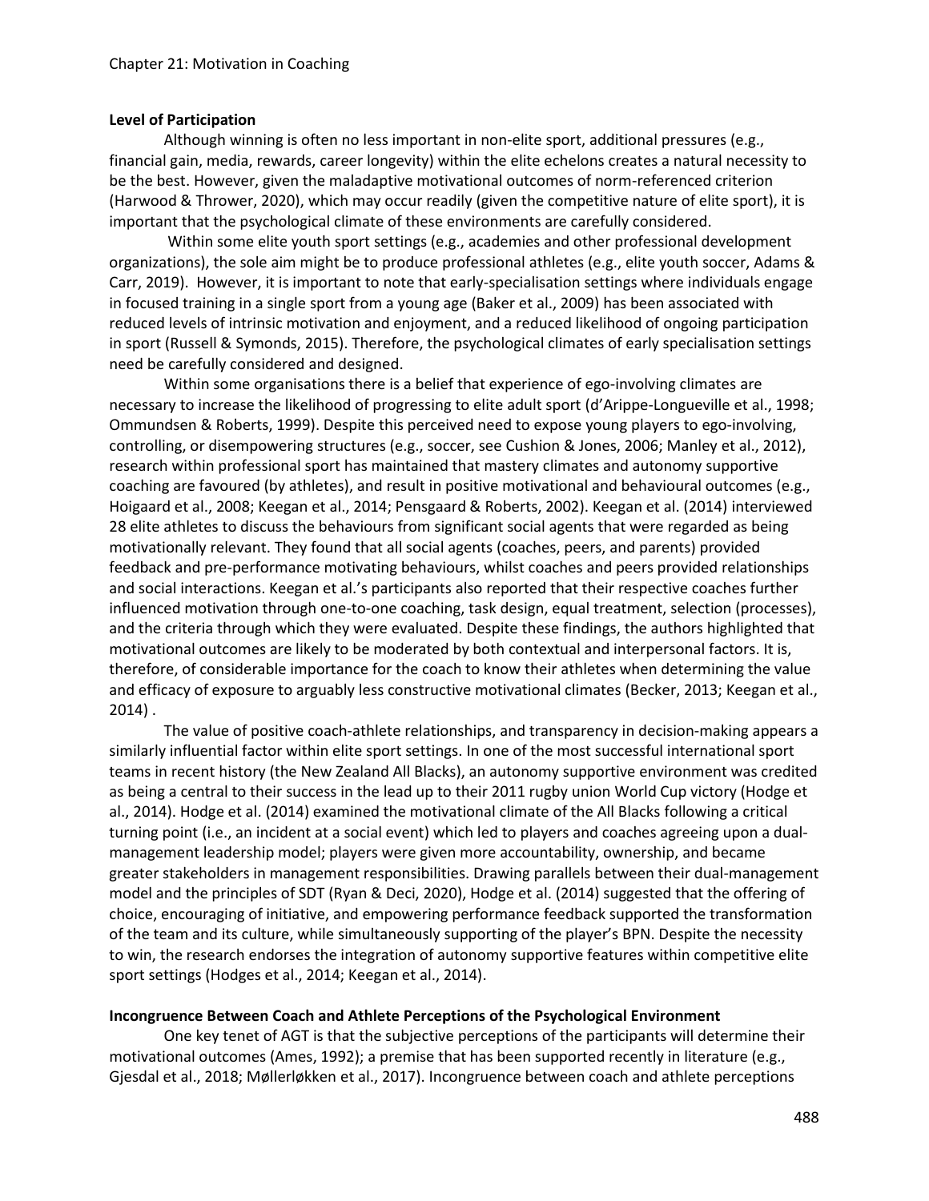**Level of Participation**

Although winning is often no less important in non-elite sport, additional pressures (e.g., financial gain, media, rewards, career longevity) within the elite echelons creates a natural necessity to be the best. However, given the maladaptive motivational outcomes of norm-referenced criterion (Harwood & Thrower, 2020), which may occur readily (given the competitive nature of elite sport), it is important that the psychological climate of these environments are carefully considered.

Within some elite youth sport settings (e.g., academies and other professional development organizations), the sole aim might be to produce professional athletes (e.g., elite youth soccer, Adams & Carr, 2019). However, it is important to note that early-specialisation settings where individuals engage in focused training in a single sport from a young age (Baker et al., 2009) has been associated with reduced levels of intrinsic motivation and enjoyment, and a reduced likelihood of ongoing participation in sport (Russell & Symonds, 2015). Therefore, the psychological climates of early specialisation settings need be carefully considered and designed.

Within some organisations there is a belief that experience of ego-involving climates are necessary to increase the likelihood of progressing to elite adult sport (d'Arippe-Longueville et al., 1998; Ommundsen & Roberts, 1999). Despite this perceived need to expose young players to ego-involving, controlling, or disempowering structures (e.g., soccer, see Cushion & Jones, 2006; Manley et al., 2012), research within professional sport has maintained that mastery climates and autonomy supportive coaching are favoured (by athletes), and result in positive motivational and behavioural outcomes (e.g., Hoigaard et al., 2008; Keegan et al., 2014; Pensgaard & Roberts, 2002). Keegan et al. (2014) interviewed 28 elite athletes to discuss the behaviours from significant social agents that were regarded as being motivationally relevant. They found that all social agents (coaches, peers, and parents) provided feedback and pre-performance motivating behaviours, whilst coaches and peers provided relationships and social interactions. Keegan et al.'s participants also reported that their respective coaches further influenced motivation through one-to-one coaching, task design, equal treatment, selection (processes), and the criteria through which they were evaluated. Despite these findings, the authors highlighted that motivational outcomes are likely to be moderated by both contextual and interpersonal factors. It is, therefore, of considerable importance for the coach to know their athletes when determining the value and efficacy of exposure to arguably less constructive motivational climates (Becker, 2013; Keegan et al., 2014) .

The value of positive coach-athlete relationships, and transparency in decision-making appears a similarly influential factor within elite sport settings. In one of the most successful international sport teams in recent history (the New Zealand All Blacks), an autonomy supportive environment was credited as being a central to their success in the lead up to their 2011 rugby union World Cup victory (Hodge et al., 2014). Hodge et al. (2014) examined the motivational climate of the All Blacks following a critical turning point (i.e., an incident at a social event) which led to players and coaches agreeing upon a dual-management leadership model; players were given more accountability, ownership, and became greater stakeholders in management responsibilities. Drawing parallels between their dual-management model and the principles of SDT (Ryan & Deci, 2020), Hodge et al. (2014) suggested that the offering of choice, encouraging of initiative, and empowering performance feedback supported the transformation of the team and its culture, while simultaneously supporting of the player's BPN. Despite the necessity to win, the research endorses the integration of autonomy supportive features within competitive elite sport settings (Hodges et al., 2014; Keegan et al., 2014).

**Incongruence Between Coach and Athlete Perceptions of the Psychological Environment**

One key tenet of AGT is that the subjective perceptions of the participants will determine their motivational outcomes (Ames, 1992); a premise that has been supported recently in literature (e.g., Gjesdal et al., 2018; Møllerløkken et al., 2017). Incongruence between coach and athlete perceptions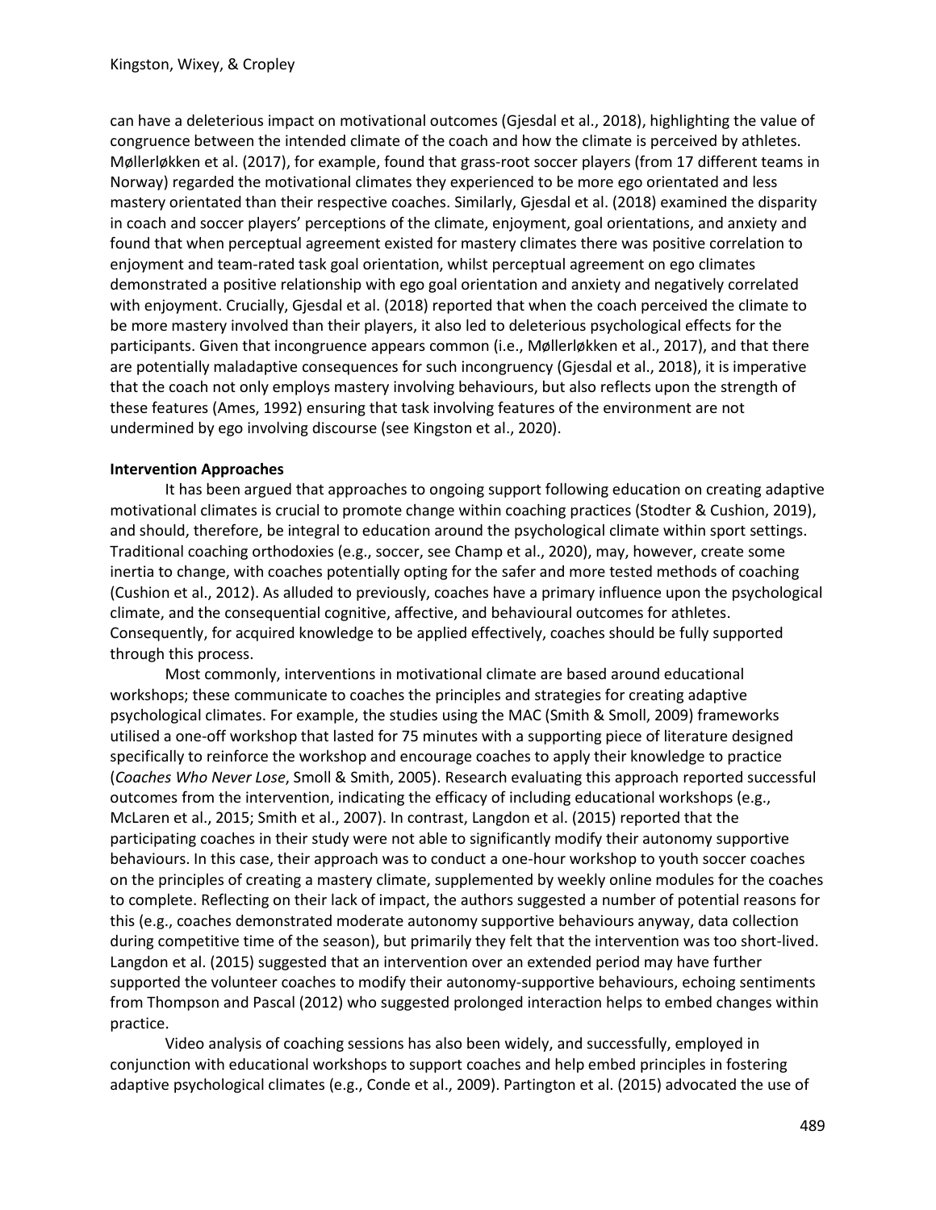can have a deleterious impact on motivational outcomes (Gjesdal et al., 2018), highlighting the value of congruence between the intended climate of the coach and how the climate is perceived by athletes. Møllerløkken et al. (2017), for example, found that grass-root soccer players (from 17 different teams in Norway) regarded the motivational climates they experienced to be more ego orientated and less mastery orientated than their respective coaches. Similarly, Gjesdal et al. (2018) examined the disparity in coach and soccer players' perceptions of the climate, enjoyment, goal orientations, and anxiety and found that when perceptual agreement existed for mastery climates there was positive correlation to enjoyment and team-rated task goal orientation, whilst perceptual agreement on ego climates demonstrated a positive relationship with ego goal orientation and anxiety and negatively correlated with enjoyment. Crucially, Gjesdal et al. (2018) reported that when the coach perceived the climate to be more mastery involved than their players, it also led to deleterious psychological effects for the participants. Given that incongruence appears common (i.e., Møllerløkken et al., 2017), and that there are potentially maladaptive consequences for such incongruency (Gjesdal et al., 2018), it is imperative that the coach not only employs mastery involving behaviours, but also reflects upon the strength of these features (Ames, 1992) ensuring that task involving features of the environment are not undermined by ego involving discourse (see Kingston et al., 2020).

**Intervention Approaches**

It has been argued that approaches to ongoing support following education on creating adaptive motivational climates is crucial to promote change within coaching practices (Stodter & Cushion, 2019), and should, therefore, be integral to education around the psychological climate within sport settings. Traditional coaching orthodoxies (e.g., soccer, see Champ et al., 2020), may, however, create some inertia to change, with coaches potentially opting for the safer and more tested methods of coaching (Cushion et al., 2012). As alluded to previously, coaches have a primary influence upon the psychological climate, and the consequential cognitive, affective, and behavioural outcomes for athletes. Consequently, for acquired knowledge to be applied effectively, coaches should be fully supported through this process.

Most commonly, interventions in motivational climate are based around educational workshops; these communicate to coaches the principles and strategies for creating adaptive psychological climates. For example, the studies using the MAC (Smith & Smoll, 2009) frameworks utilised a one-off workshop that lasted for 75 minutes with a supporting piece of literature designed specifically to reinforce the workshop and encourage coaches to apply their knowledge to practice (*Coaches Who Never Lose*, Smoll & Smith, 2005). Research evaluating this approach reported successful outcomes from the intervention, indicating the efficacy of including educational workshops (e.g., McLaren et al., 2015; Smith et al., 2007). In contrast, Langdon et al. (2015) reported that the participating coaches in their study were not able to significantly modify their autonomy supportive behaviours. In this case, their approach was to conduct a one-hour workshop to youth soccer coaches on the principles of creating a mastery climate, supplemented by weekly online modules for the coaches to complete. Reflecting on their lack of impact, the authors suggested a number of potential reasons for this (e.g., coaches demonstrated moderate autonomy supportive behaviours anyway, data collection during competitive time of the season), but primarily they felt that the intervention was too short-lived. Langdon et al. (2015) suggested that an intervention over an extended period may have further supported the volunteer coaches to modify their autonomy-supportive behaviours, echoing sentiments from Thompson and Pascal (2012) who suggested prolonged interaction helps to embed changes within practice.

Video analysis of coaching sessions has also been widely, and successfully, employed in conjunction with educational workshops to support coaches and help embed principles in fostering adaptive psychological climates (e.g., Conde et al., 2009). Partington et al. (2015) advocated the use of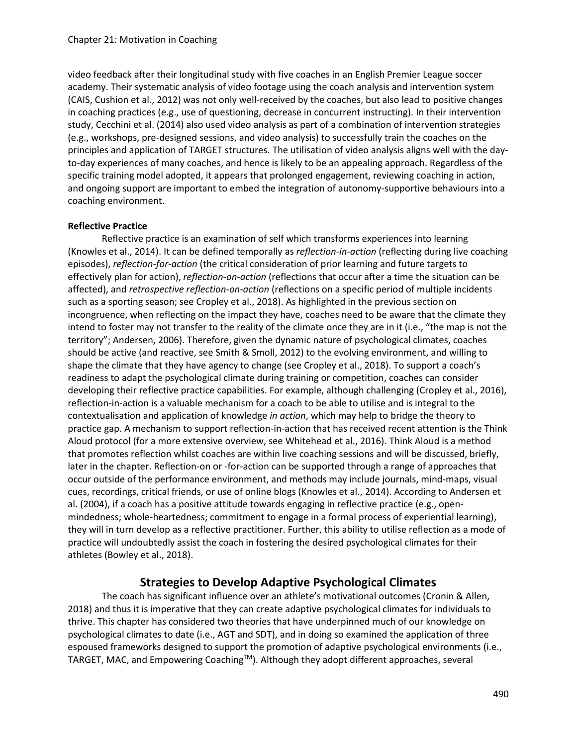video feedback after their longitudinal study with five coaches in an English Premier League soccer academy. Their systematic analysis of video footage using the coach analysis and intervention system (CAIS, Cushion et al., 2012) was not only well-received by the coaches, but also lead to positive changes in coaching practices (e.g., use of questioning, decrease in concurrent instructing). In their intervention study, Cecchini et al. (2014) also used video analysis as part of a combination of intervention strategies (e.g., workshops, pre-designed sessions, and video analysis) to successfully train the coaches on the principles and application of TARGET structures. The utilisation of video analysis aligns well with the day-to-day experiences of many coaches, and hence is likely to be an appealing approach. Regardless of the specific training model adopted, it appears that prolonged engagement, reviewing coaching in action, and ongoing support are important to embed the integration of autonomy-supportive behaviours into a coaching environment.

**Reflective Practice**

Reflective practice is an examination of self which transforms experiences into learning (Knowles et al., 2014). It can be defined temporally as *reflection-in-action* (reflecting during live coaching episodes), *reflection-for-action* (the critical consideration of prior learning and future targets to effectively plan for action), *reflection-on-action* (reflections that occur after a time the situation can be affected), and *retrospective reflection-on-action* (reflections on a specific period of multiple incidents such as a sporting season; see Cropley et al., 2018). As highlighted in the previous section on incongruence, when reflecting on the impact they have, coaches need to be aware that the climate they intend to foster may not transfer to the reality of the climate once they are in it (i.e., "the map is not the territory"; Andersen, 2006). Therefore, given the dynamic nature of psychological climates, coaches should be active (and reactive, see Smith & Smoll, 2012) to the evolving environment, and willing to shape the climate that they have agency to change (see Cropley et al., 2018). To support a coach's readiness to adapt the psychological climate during training or competition, coaches can consider developing their reflective practice capabilities. For example, although challenging (Cropley et al., 2016), reflection-in-action is a valuable mechanism for a coach to be able to utilise and is integral to the contextualisation and application of knowledge *in action*, which may help to bridge the theory to practice gap. A mechanism to support reflection-in-action that has received recent attention is the Think Aloud protocol (for a more extensive overview, see Whitehead et al., 2016). Think Aloud is a method that promotes reflection whilst coaches are within live coaching sessions and will be discussed, briefly, later in the chapter. Reflection-on or -for-action can be supported through a range of approaches that occur outside of the performance environment, and methods may include journals, mind-maps, visual cues, recordings, critical friends, or use of online blogs (Knowles et al., 2014). According to Andersen et al. (2004), if a coach has a positive attitude towards engaging in reflective practice (e.g., open-mindedness; whole-heartedness; commitment to engage in a formal process of experiential learning), they will in turn develop as a reflective practitioner. Further, this ability to utilise reflection as a mode of practice will undoubtedly assist the coach in fostering the desired psychological climates for their athletes (Bowley et al., 2018).

## Strategies to Develop Adaptive Psychological Climates

The coach has significant influence over an athlete's motivational outcomes (Cronin & Allen, 2018) and thus it is imperative that they can create adaptive psychological climates for individuals to thrive. This chapter has considered two theories that have underpinned much of our knowledge on psychological climates to date (i.e., AGT and SDT), and in doing so examined the application of three espoused frameworks designed to support the promotion of adaptive psychological environments (i.e., TARGET, MAC, and Empowering Coaching™). Although they adopt different approaches, several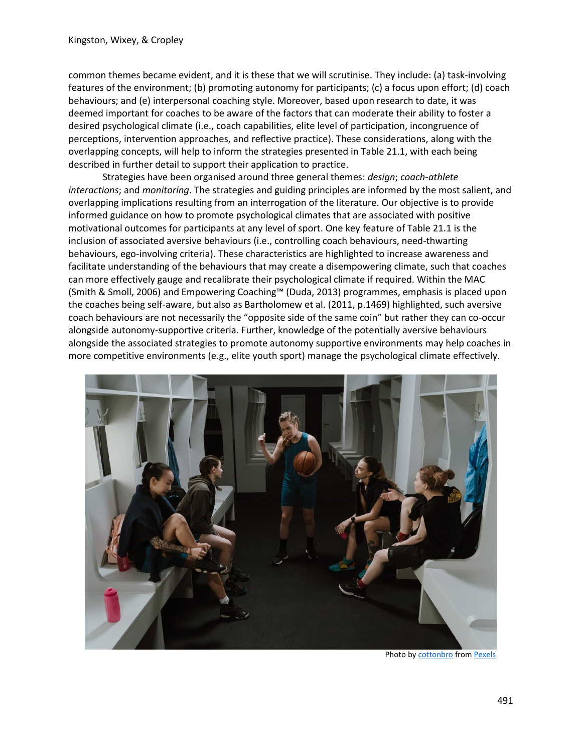common themes became evident, and it is these that we will scrutinise. They include: (a) task-involving features of the environment; (b) promoting autonomy for participants; (c) a focus upon effort; (d) coach behaviours; and (e) interpersonal coaching style. Moreover, based upon research to date, it was deemed important for coaches to be aware of the factors that can moderate their ability to foster a desired psychological climate (i.e., coach capabilities, elite level of participation, incongruence of perceptions, intervention approaches, and reflective practice). These considerations, along with the overlapping concepts, will help to inform the strategies presented in Table 21.1, with each being described in further detail to support their application to practice.

Strategies have been organised around three general themes: *design*; *coach-athlete interactions*; and *monitoring*. The strategies and guiding principles are informed by the most salient, and overlapping implications resulting from an interrogation of the literature. Our objective is to provide informed guidance on how to promote psychological climates that are associated with positive motivational outcomes for participants at any level of sport. One key feature of Table 21.1 is the inclusion of associated aversive behaviours (i.e., controlling coach behaviours, need-thwarting behaviours, ego-involving criteria). These characteristics are highlighted to increase awareness and facilitate understanding of the behaviours that may create a disempowering climate, such that coaches can more effectively gauge and recalibrate their psychological climate if required. Within the MAC (Smith & Smoll, 2006) and Empowering Coaching™ (Duda, 2013) programmes, emphasis is placed upon the coaches being self-aware, but also as Bartholomew et al. (2011, p.1469) highlighted, such aversive coach behaviours are not necessarily the "opposite side of the same coin" but rather they can co-occur alongside autonomy-supportive criteria. Further, knowledge of the potentially aversive behaviours alongside the associated strategies to promote autonomy supportive environments may help coaches in more competitive environments (e.g., elite youth sport) manage the psychological climate effectively.

Photo by cottonbro from Pexels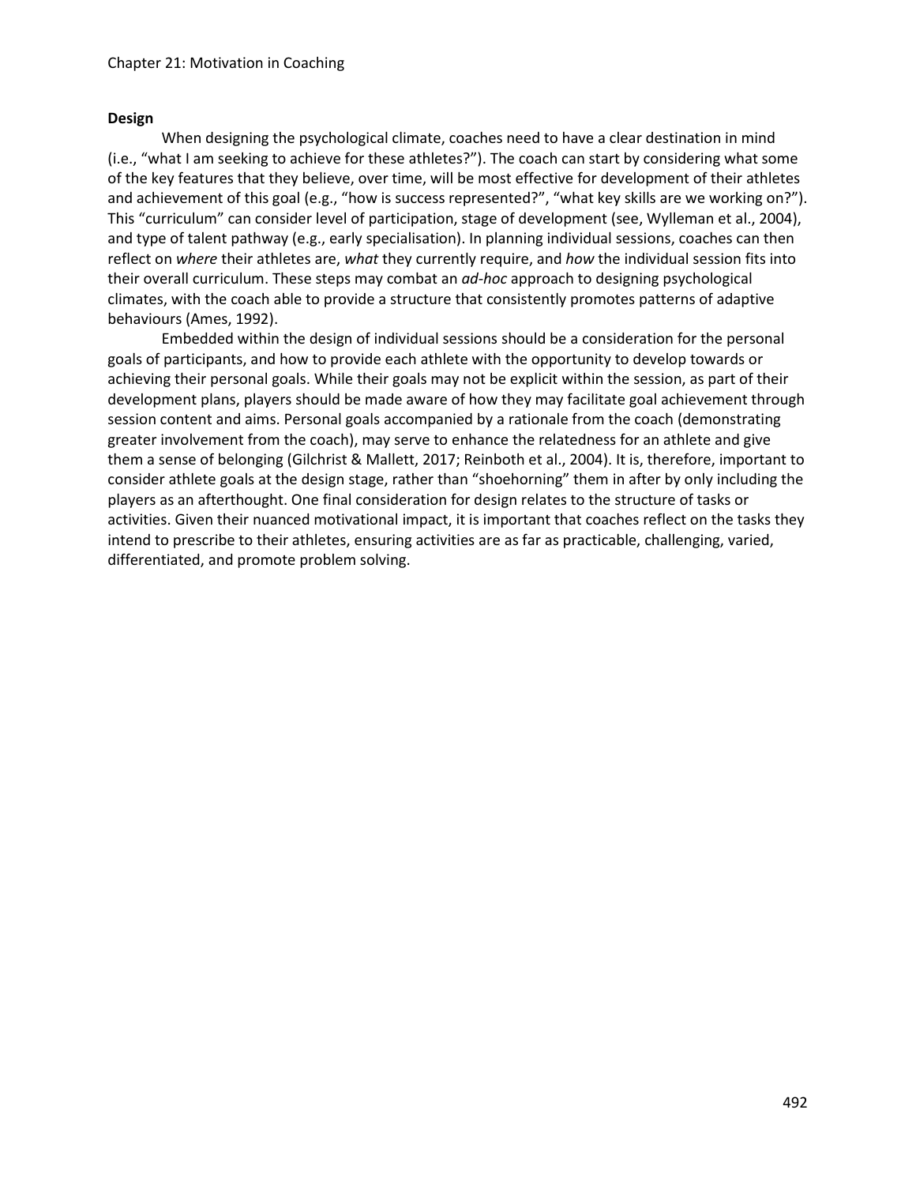**Design**

When designing the psychological climate, coaches need to have a clear destination in mind (i.e., "what I am seeking to achieve for these athletes?"). The coach can start by considering what some of the key features that they believe, over time, will be most effective for development of their athletes and achievement of this goal (e.g., "how is success represented?", "what key skills are we working on?"). This "curriculum" can consider level of participation, stage of development (see, Wylleman et al., 2004), and type of talent pathway (e.g., early specialisation). In planning individual sessions, coaches can then reflect on *where* their athletes are, *what* they currently require, and *how* the individual session fits into their overall curriculum. These steps may combat an *ad-hoc* approach to designing psychological climates, with the coach able to provide a structure that consistently promotes patterns of adaptive behaviours (Ames, 1992).

Embedded within the design of individual sessions should be a consideration for the personal goals of participants, and how to provide each athlete with the opportunity to develop towards or achieving their personal goals. While their goals may not be explicit within the session, as part of their development plans, players should be made aware of how they may facilitate goal achievement through session content and aims. Personal goals accompanied by a rationale from the coach (demonstrating greater involvement from the coach), may serve to enhance the relatedness for an athlete and give them a sense of belonging (Gilchrist & Mallett, 2017; Reinboth et al., 2004). It is, therefore, important to consider athlete goals at the design stage, rather than "shoehorning" them in after by only including the players as an afterthought. One final consideration for design relates to the structure of tasks or activities. Given their nuanced motivational impact, it is important that coaches reflect on the tasks they intend to prescribe to their athletes, ensuring activities are as far as practicable, challenging, varied, differentiated, and promote problem solving.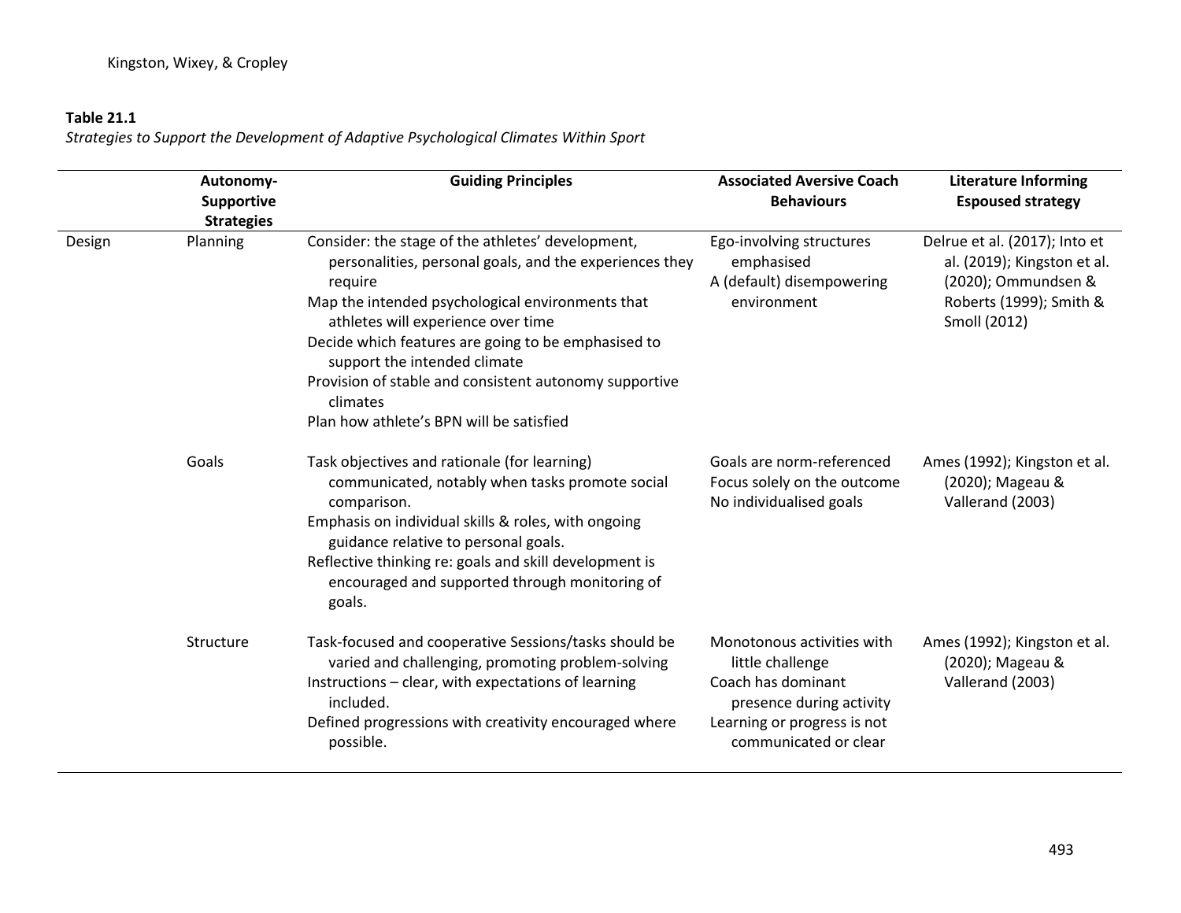**Table 21.1**

*Strategies to Support the Development of Adaptive Psychological Climates Within Sport*

| | Autonomy-Supportive Strategies | Guiding Principles | Associated Aversive Coach Behaviours | Literature Informing Espoused strategy |
|---|---|---|---|---|
| Design | Planning | Consider: the stage of the athletes' development, personalities, personal goals, and the experiences they require<br>Map the intended psychological environments that athletes will experience over time<br>Decide which features are going to be emphasised to support the intended climate<br>Provision of stable and consistent autonomy supportive climates<br>Plan how athlete's BPN will be satisfied | Ego-involving structures emphasised<br>A (default) disempowering environment | Delrue et al. (2017); Into et al. (2019); Kingston et al. (2020); Ommundsen & Roberts (1999); Smith & Smoll (2012) |
| | Goals | Task objectives and rationale (for learning) communicated, notably when tasks promote social comparison.<br>Emphasis on individual skills & roles, with ongoing guidance relative to personal goals.<br>Reflective thinking re: goals and skill development is encouraged and supported through monitoring of goals. | Goals are norm-referenced<br>Focus solely on the outcome<br>No individualised goals | Ames (1992); Kingston et al. (2020); Mageau & Vallerand (2003) |
| | Structure | Task-focused and cooperative Sessions/tasks should be varied and challenging, promoting problem-solving<br>Instructions – clear, with expectations of learning included.<br>Defined progressions with creativity encouraged where possible. | Monotonous activities with little challenge<br>Coach has dominant presence during activity<br>Learning or progress is not communicated or clear | Ames (1992); Kingston et al. (2020); Mageau & Vallerand (2003) |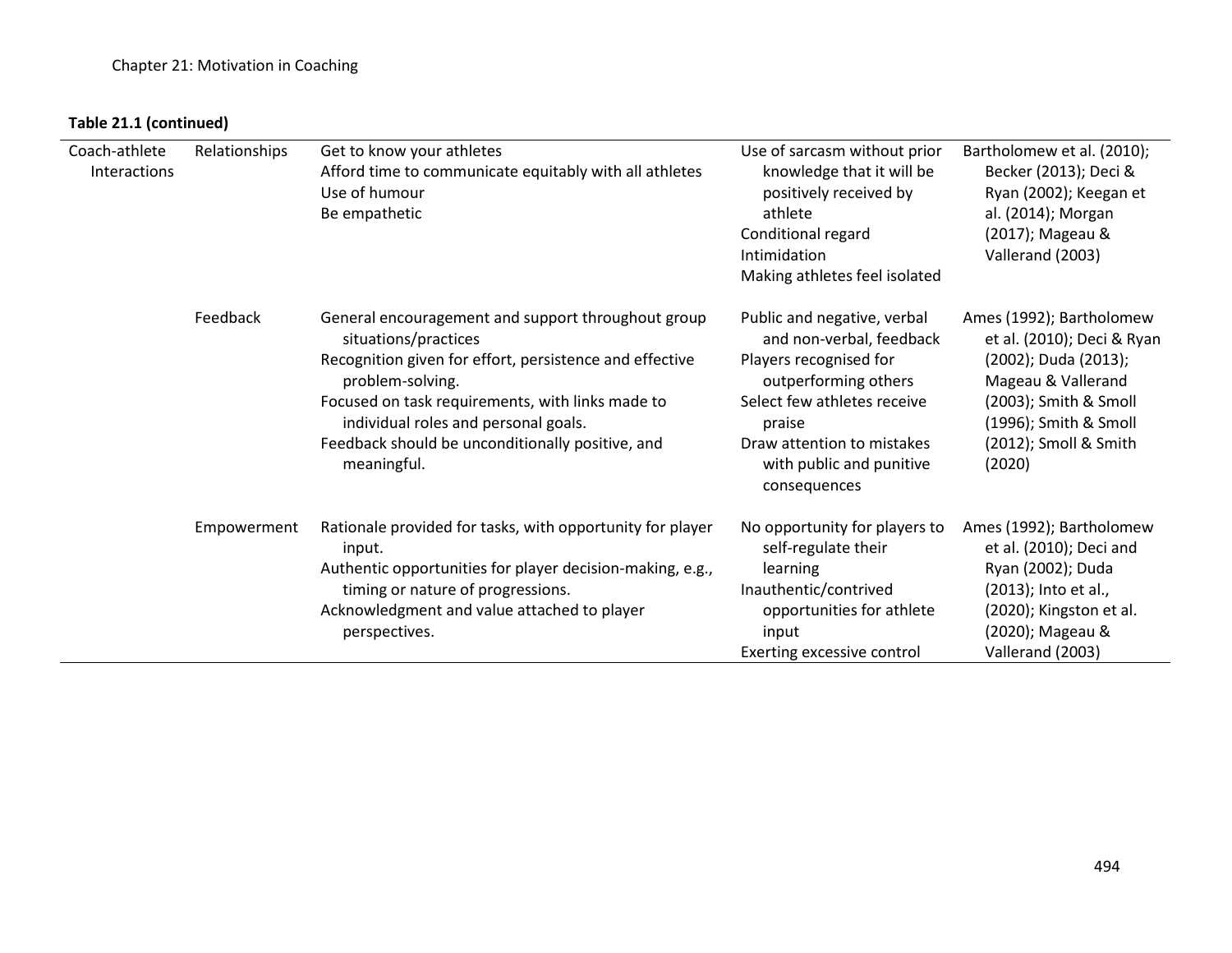**Table 21.1 (continued)**

| | | | | |
|---|---|---|---|---|
| Coach-athlete Interactions | Relationships | Get to know your athletes<br>Afford time to communicate equitably with all athletes<br>Use of humour<br>Be empathetic | Use of sarcasm without prior knowledge that it will be positively received by athlete<br>Conditional regard<br>Intimidation<br>Making athletes feel isolated | Bartholomew et al. (2010); Becker (2013); Deci & Ryan (2002); Keegan et al. (2014); Morgan (2017); Mageau & Vallerand (2003) |
| | Feedback | General encouragement and support throughout group situations/practices<br>Recognition given for effort, persistence and effective problem-solving.<br>Focused on task requirements, with links made to individual roles and personal goals.<br>Feedback should be unconditionally positive, and meaningful. | Public and negative, verbal and non-verbal, feedback<br>Players recognised for outperforming others<br>Select few athletes receive praise<br>Draw attention to mistakes with public and punitive consequences | Ames (1992); Bartholomew et al. (2010); Deci & Ryan (2002); Duda (2013); Mageau & Vallerand (2003); Smith & Smoll (1996); Smith & Smoll (2012); Smoll & Smith (2020) |
| | Empowerment | Rationale provided for tasks, with opportunity for player input.<br>Authentic opportunities for player decision-making, e.g., timing or nature of progressions.<br>Acknowledgment and value attached to player perspectives. | No opportunity for players to self-regulate their learning<br>Inauthentic/contrived opportunities for athlete input<br>Exerting excessive control | Ames (1992); Bartholomew et al. (2010); Deci and Ryan (2002); Duda (2013); Into et al., (2020); Kingston et al. (2020); Mageau & Vallerand (2003) |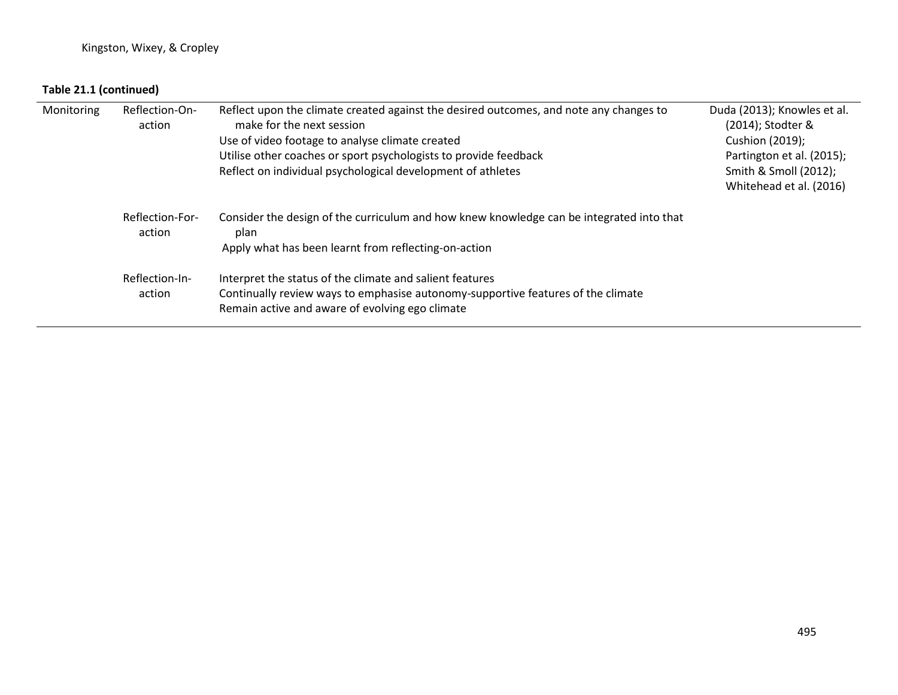**Table 21.1 (continued)**

| | | | |
|---|---|---|---|
| Monitoring | Reflection-On-action | Reflect upon the climate created against the desired outcomes, and note any changes to make for the next session<br>Use of video footage to analyse climate created<br>Utilise other coaches or sport psychologists to provide feedback<br>Reflect on individual psychological development of athletes | Duda (2013); Knowles et al. (2014); Stodter & Cushion (2019); Partington et al. (2015); Smith & Smoll (2012); Whitehead et al. (2016) |
| | Reflection-For-action | Consider the design of the curriculum and how knew knowledge can be integrated into that plan<br>Apply what has been learnt from reflecting-on-action | |
| | Reflection-In-action | Interpret the status of the climate and salient features<br>Continually review ways to emphasise autonomy-supportive features of the climate<br>Remain active and aware of evolving ego climate | |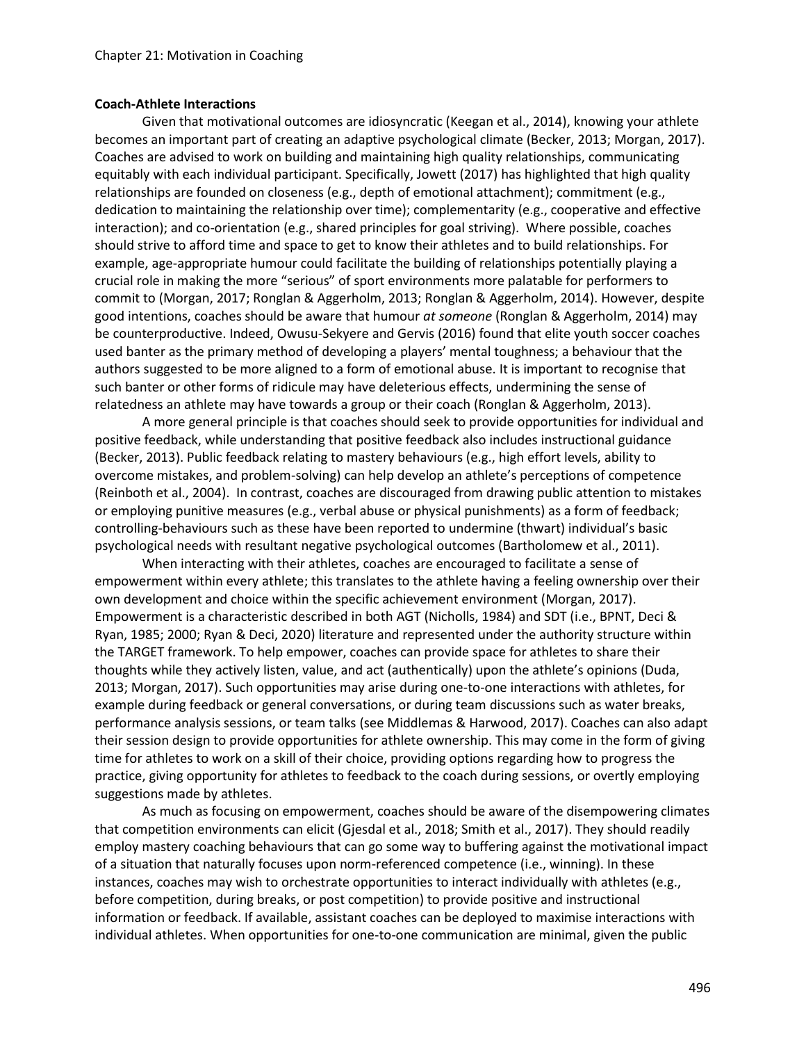**Coach-Athlete Interactions**

Given that motivational outcomes are idiosyncratic (Keegan et al., 2014), knowing your athlete becomes an important part of creating an adaptive psychological climate (Becker, 2013; Morgan, 2017). Coaches are advised to work on building and maintaining high quality relationships, communicating equitably with each individual participant. Specifically, Jowett (2017) has highlighted that high quality relationships are founded on closeness (e.g., depth of emotional attachment); commitment (e.g., dedication to maintaining the relationship over time); complementarity (e.g., cooperative and effective interaction); and co-orientation (e.g., shared principles for goal striving). Where possible, coaches should strive to afford time and space to get to know their athletes and to build relationships. For example, age-appropriate humour could facilitate the building of relationships potentially playing a crucial role in making the more "serious" of sport environments more palatable for performers to commit to (Morgan, 2017; Ronglan & Aggerholm, 2013; Ronglan & Aggerholm, 2014). However, despite good intentions, coaches should be aware that humour *at someone* (Ronglan & Aggerholm, 2014) may be counterproductive. Indeed, Owusu-Sekyere and Gervis (2016) found that elite youth soccer coaches used banter as the primary method of developing a players' mental toughness; a behaviour that the authors suggested to be more aligned to a form of emotional abuse. It is important to recognise that such banter or other forms of ridicule may have deleterious effects, undermining the sense of relatedness an athlete may have towards a group or their coach (Ronglan & Aggerholm, 2013).

A more general principle is that coaches should seek to provide opportunities for individual and positive feedback, while understanding that positive feedback also includes instructional guidance (Becker, 2013). Public feedback relating to mastery behaviours (e.g., high effort levels, ability to overcome mistakes, and problem-solving) can help develop an athlete's perceptions of competence (Reinboth et al., 2004). In contrast, coaches are discouraged from drawing public attention to mistakes or employing punitive measures (e.g., verbal abuse or physical punishments) as a form of feedback; controlling-behaviours such as these have been reported to undermine (thwart) individual's basic psychological needs with resultant negative psychological outcomes (Bartholomew et al., 2011).

When interacting with their athletes, coaches are encouraged to facilitate a sense of empowerment within every athlete; this translates to the athlete having a feeling ownership over their own development and choice within the specific achievement environment (Morgan, 2017). Empowerment is a characteristic described in both AGT (Nicholls, 1984) and SDT (i.e., BPNT, Deci & Ryan, 1985; 2000; Ryan & Deci, 2020) literature and represented under the authority structure within the TARGET framework. To help empower, coaches can provide space for athletes to share their thoughts while they actively listen, value, and act (authentically) upon the athlete's opinions (Duda, 2013; Morgan, 2017). Such opportunities may arise during one-to-one interactions with athletes, for example during feedback or general conversations, or during team discussions such as water breaks, performance analysis sessions, or team talks (see Middlemas & Harwood, 2017). Coaches can also adapt their session design to provide opportunities for athlete ownership. This may come in the form of giving time for athletes to work on a skill of their choice, providing options regarding how to progress the practice, giving opportunity for athletes to feedback to the coach during sessions, or overtly employing suggestions made by athletes.

As much as focusing on empowerment, coaches should be aware of the disempowering climates that competition environments can elicit (Gjesdal et al., 2018; Smith et al., 2017). They should readily employ mastery coaching behaviours that can go some way to buffering against the motivational impact of a situation that naturally focuses upon norm-referenced competence (i.e., winning). In these instances, coaches may wish to orchestrate opportunities to interact individually with athletes (e.g., before competition, during breaks, or post competition) to provide positive and instructional information or feedback. If available, assistant coaches can be deployed to maximise interactions with individual athletes. When opportunities for one-to-one communication are minimal, given the public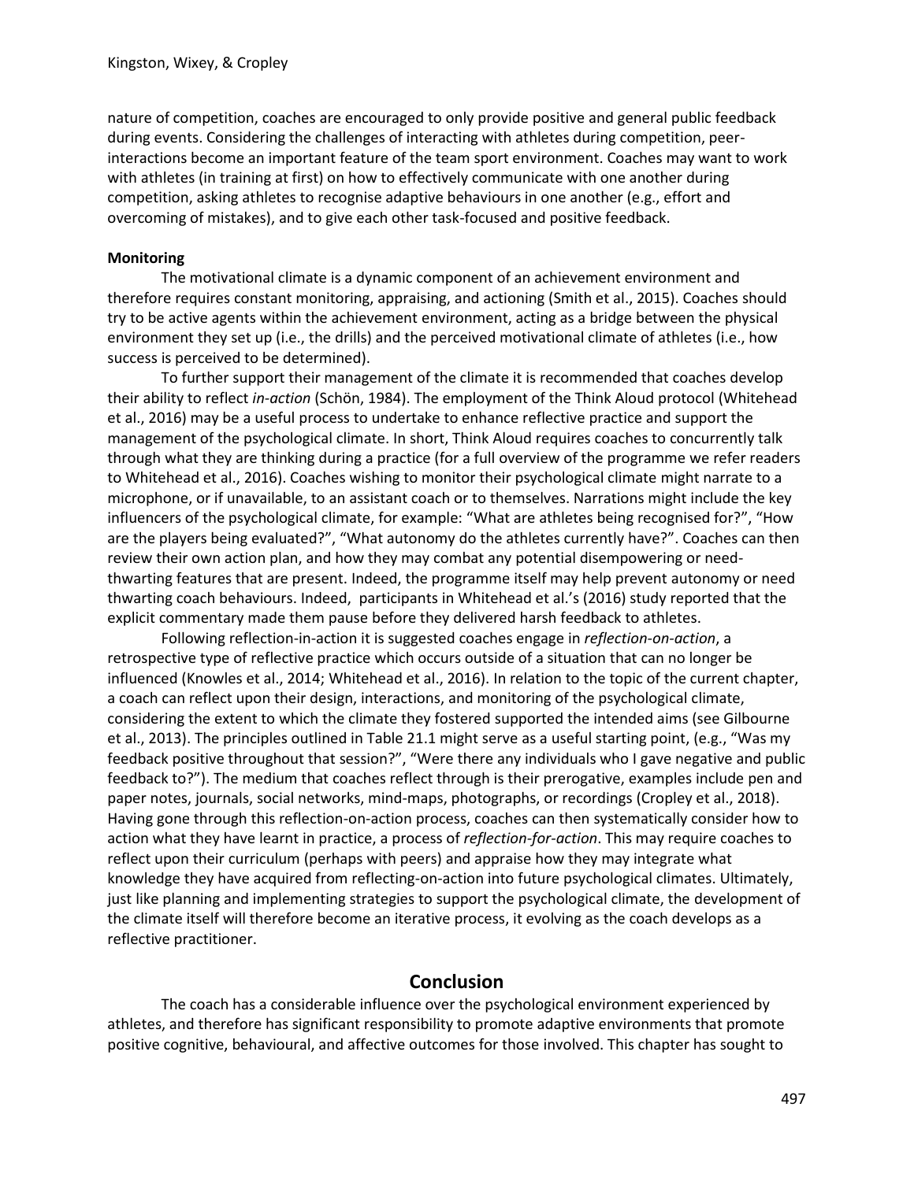nature of competition, coaches are encouraged to only provide positive and general public feedback during events. Considering the challenges of interacting with athletes during competition, peer-interactions become an important feature of the team sport environment. Coaches may want to work with athletes (in training at first) on how to effectively communicate with one another during competition, asking athletes to recognise adaptive behaviours in one another (e.g., effort and overcoming of mistakes), and to give each other task-focused and positive feedback.

**Monitoring**

The motivational climate is a dynamic component of an achievement environment and therefore requires constant monitoring, appraising, and actioning (Smith et al., 2015). Coaches should try to be active agents within the achievement environment, acting as a bridge between the physical environment they set up (i.e., the drills) and the perceived motivational climate of athletes (i.e., how success is perceived to be determined).

To further support their management of the climate it is recommended that coaches develop their ability to reflect *in-action* (Schön, 1984). The employment of the Think Aloud protocol (Whitehead et al., 2016) may be a useful process to undertake to enhance reflective practice and support the management of the psychological climate. In short, Think Aloud requires coaches to concurrently talk through what they are thinking during a practice (for a full overview of the programme we refer readers to Whitehead et al., 2016). Coaches wishing to monitor their psychological climate might narrate to a microphone, or if unavailable, to an assistant coach or to themselves. Narrations might include the key influencers of the psychological climate, for example: "What are athletes being recognised for?", "How are the players being evaluated?", "What autonomy do the athletes currently have?". Coaches can then review their own action plan, and how they may combat any potential disempowering or need-thwarting features that are present. Indeed, the programme itself may help prevent autonomy or need thwarting coach behaviours. Indeed, participants in Whitehead et al.'s (2016) study reported that the explicit commentary made them pause before they delivered harsh feedback to athletes.

Following reflection-in-action it is suggested coaches engage in *reflection-on-action*, a retrospective type of reflective practice which occurs outside of a situation that can no longer be influenced (Knowles et al., 2014; Whitehead et al., 2016). In relation to the topic of the current chapter, a coach can reflect upon their design, interactions, and monitoring of the psychological climate, considering the extent to which the climate they fostered supported the intended aims (see Gilbourne et al., 2013). The principles outlined in Table 21.1 might serve as a useful starting point, (e.g., "Was my feedback positive throughout that session?", "Were there any individuals who I gave negative and public feedback to?"). The medium that coaches reflect through is their prerogative, examples include pen and paper notes, journals, social networks, mind-maps, photographs, or recordings (Cropley et al., 2018). Having gone through this reflection-on-action process, coaches can then systematically consider how to action what they have learnt in practice, a process of *reflection-for-action*. This may require coaches to reflect upon their curriculum (perhaps with peers) and appraise how they may integrate what knowledge they have acquired from reflecting-on-action into future psychological climates. Ultimately, just like planning and implementing strategies to support the psychological climate, the development of the climate itself will therefore become an iterative process, it evolving as the coach develops as a reflective practitioner.

## Conclusion

The coach has a considerable influence over the psychological environment experienced by athletes, and therefore has significant responsibility to promote adaptive environments that promote positive cognitive, behavioural, and affective outcomes for those involved. This chapter has sought to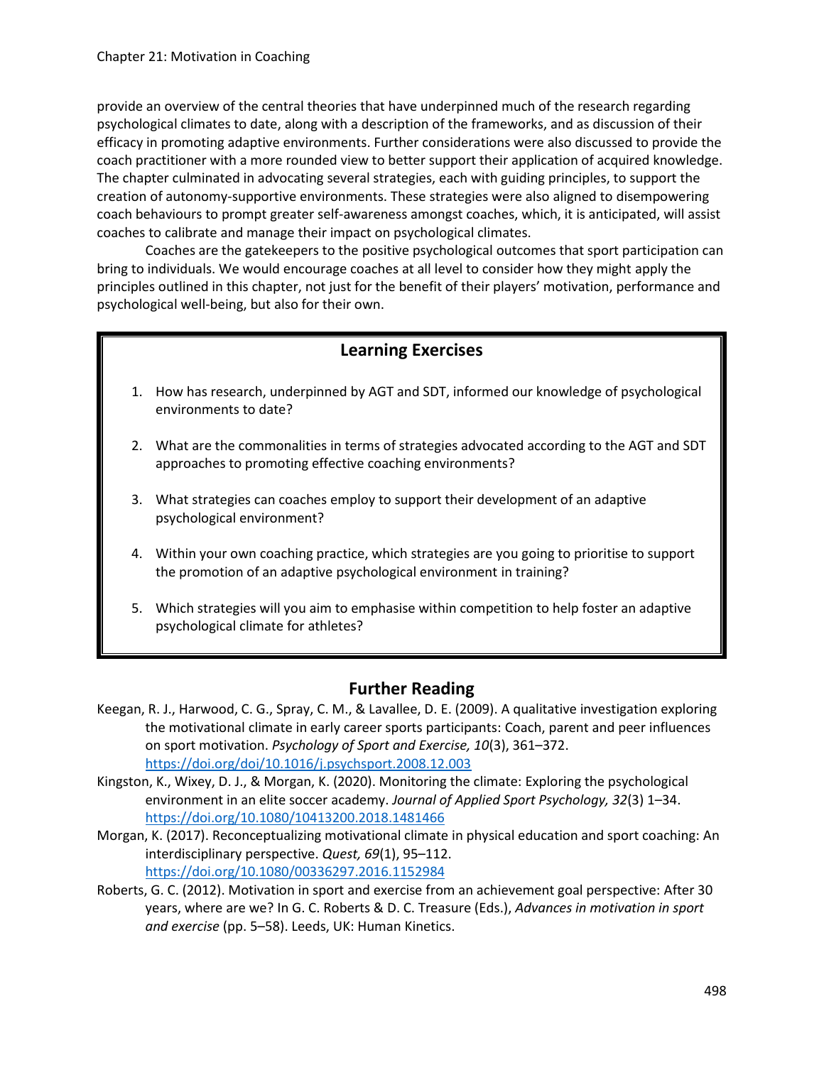provide an overview of the central theories that have underpinned much of the research regarding psychological climates to date, along with a description of the frameworks, and as discussion of their efficacy in promoting adaptive environments. Further considerations were also discussed to provide the coach practitioner with a more rounded view to better support their application of acquired knowledge. The chapter culminated in advocating several strategies, each with guiding principles, to support the creation of autonomy-supportive environments. These strategies were also aligned to disempowering coach behaviours to prompt greater self-awareness amongst coaches, which, it is anticipated, will assist coaches to calibrate and manage their impact on psychological climates.

Coaches are the gatekeepers to the positive psychological outcomes that sport participation can bring to individuals. We would encourage coaches at all level to consider how they might apply the principles outlined in this chapter, not just for the benefit of their players' motivation, performance and psychological well-being, but also for their own.

## Learning Exercises

1. How has research, underpinned by AGT and SDT, informed our knowledge of psychological environments to date?
2. What are the commonalities in terms of strategies advocated according to the AGT and SDT approaches to promoting effective coaching environments?
3. What strategies can coaches employ to support their development of an adaptive psychological environment?
4. Within your own coaching practice, which strategies are you going to prioritise to support the promotion of an adaptive psychological environment in training?
5. Which strategies will you aim to emphasise within competition to help foster an adaptive psychological climate for athletes?

## Further Reading

Keegan, R. J., Harwood, C. G., Spray, C. M., & Lavallee, D. E. (2009). A qualitative investigation exploring the motivational climate in early career sports participants: Coach, parent and peer influences on sport motivation. *Psychology of Sport and Exercise, 10*(3), 361–372. https://doi.org/doi/10.1016/j.psychsport.2008.12.003

Kingston, K., Wixey, D. J., & Morgan, K. (2020). Monitoring the climate: Exploring the psychological environment in an elite soccer academy. *Journal of Applied Sport Psychology, 32*(3) 1–34. https://doi.org/10.1080/10413200.2018.1481466

Morgan, K. (2017). Reconceptualizing motivational climate in physical education and sport coaching: An interdisciplinary perspective. *Quest, 69*(1), 95–112. https://doi.org/10.1080/00336297.2016.1152984

Roberts, G. C. (2012). Motivation in sport and exercise from an achievement goal perspective: After 30 years, where are we? In G. C. Roberts & D. C. Treasure (Eds.), *Advances in motivation in sport and exercise* (pp. 5–58). Leeds, UK: Human Kinetics.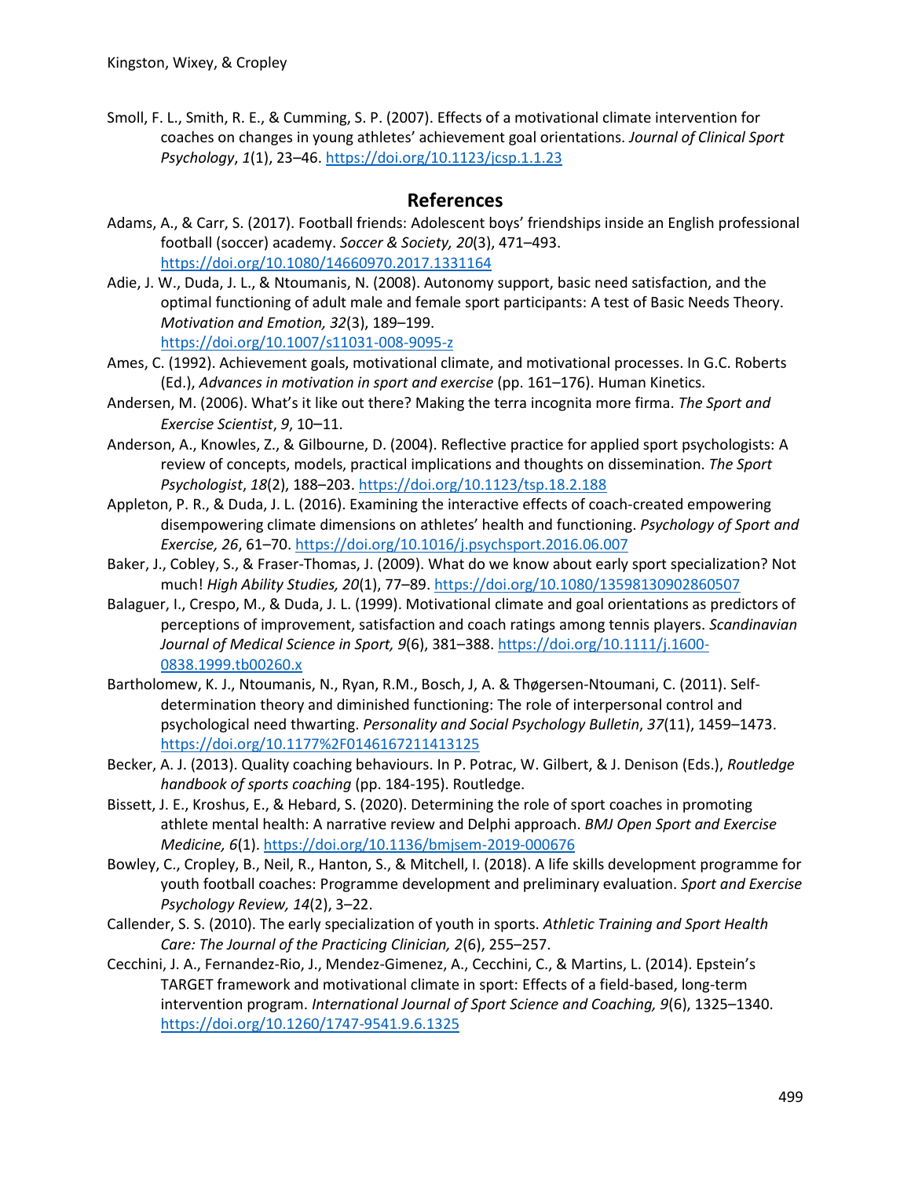Smoll, F. L., Smith, R. E., & Cumming, S. P. (2007). Effects of a motivational climate intervention for coaches on changes in young athletes' achievement goal orientations. *Journal of Clinical Sport Psychology*, *1*(1), 23–46. https://doi.org/10.1123/jcsp.1.1.23

## References

Adams, A., & Carr, S. (2017). Football friends: Adolescent boys' friendships inside an English professional football (soccer) academy. *Soccer & Society, 20*(3), 471–493. https://doi.org/10.1080/14660970.2017.1331164

Adie, J. W., Duda, J. L., & Ntoumanis, N. (2008). Autonomy support, basic need satisfaction, and the optimal functioning of adult male and female sport participants: A test of Basic Needs Theory. *Motivation and Emotion, 32*(3), 189–199. https://doi.org/10.1007/s11031-008-9095-z

Ames, C. (1992). Achievement goals, motivational climate, and motivational processes. In G.C. Roberts (Ed.), *Advances in motivation in sport and exercise* (pp. 161–176). Human Kinetics.

Andersen, M. (2006). What's it like out there? Making the terra incognita more firma. *The Sport and Exercise Scientist*, *9*, 10–11.

Anderson, A., Knowles, Z., & Gilbourne, D. (2004). Reflective practice for applied sport psychologists: A review of concepts, models, practical implications and thoughts on dissemination. *The Sport Psychologist*, *18*(2), 188–203. https://doi.org/10.1123/tsp.18.2.188

Appleton, P. R., & Duda, J. L. (2016). Examining the interactive effects of coach-created empowering disempowering climate dimensions on athletes' health and functioning. *Psychology of Sport and Exercise, 26*, 61–70. https://doi.org/10.1016/j.psychsport.2016.06.007

Baker, J., Cobley, S., & Fraser-Thomas, J. (2009). What do we know about early sport specialization? Not much! *High Ability Studies, 20*(1), 77–89. https://doi.org/10.1080/13598130902860507

Balaguer, I., Crespo, M., & Duda, J. L. (1999). Motivational climate and goal orientations as predictors of perceptions of improvement, satisfaction and coach ratings among tennis players. *Scandinavian Journal of Medical Science in Sport, 9*(6), 381–388. https://doi.org/10.1111/j.1600-0838.1999.tb00260.x

Bartholomew, K. J., Ntoumanis, N., Ryan, R.M., Bosch, J, A. & Thøgersen-Ntoumani, C. (2011). Self-determination theory and diminished functioning: The role of interpersonal control and psychological need thwarting. *Personality and Social Psychology Bulletin*, *37*(11), 1459–1473. https://doi.org/10.1177%2F0146167211413125

Becker, A. J. (2013). Quality coaching behaviours. In P. Potrac, W. Gilbert, & J. Denison (Eds.), *Routledge handbook of sports coaching* (pp. 184-195). Routledge.

Bissett, J. E., Kroshus, E., & Hebard, S. (2020). Determining the role of sport coaches in promoting athlete mental health: A narrative review and Delphi approach. *BMJ Open Sport and Exercise Medicine, 6*(1). https://doi.org/10.1136/bmjsem-2019-000676

Bowley, C., Cropley, B., Neil, R., Hanton, S., & Mitchell, I. (2018). A life skills development programme for youth football coaches: Programme development and preliminary evaluation. *Sport and Exercise Psychology Review, 14*(2), 3–22.

Callender, S. S. (2010). The early specialization of youth in sports. *Athletic Training and Sport Health Care: The Journal of the Practicing Clinician, 2*(6), 255–257.

Cecchini, J. A., Fernandez-Rio, J., Mendez-Gimenez, A., Cecchini, C., & Martins, L. (2014). Epstein's TARGET framework and motivational climate in sport: Effects of a field-based, long-term intervention program. *International Journal of Sport Science and Coaching, 9*(6), 1325–1340. https://doi.org/10.1260/1747-9541.9.6.1325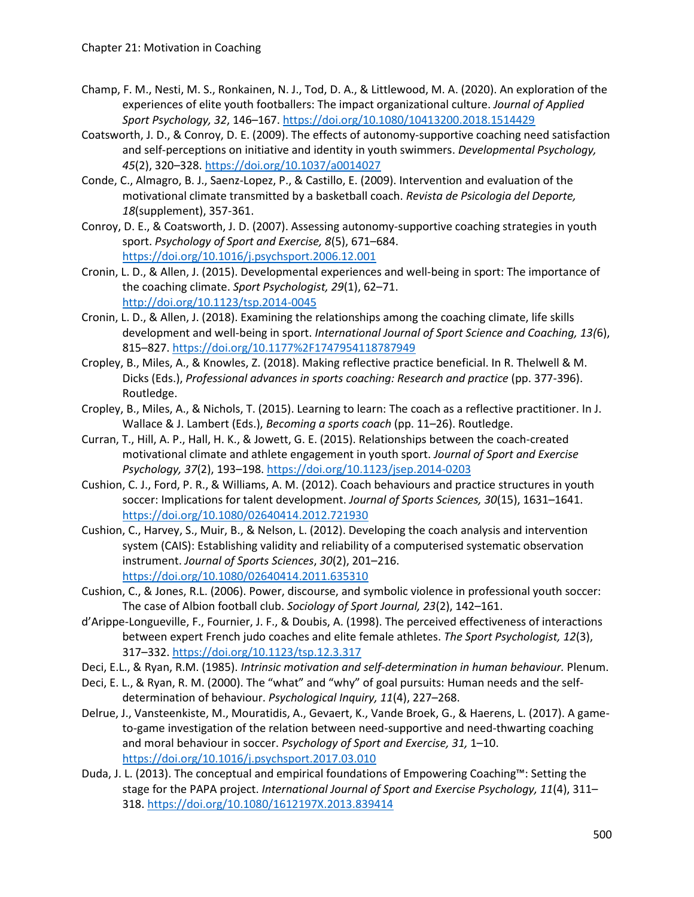Champ, F. M., Nesti, M. S., Ronkainen, N. J., Tod, D. A., & Littlewood, M. A. (2020). An exploration of the experiences of elite youth footballers: The impact organizational culture. *Journal of Applied Sport Psychology, 32*, 146–167. https://doi.org/10.1080/10413200.2018.1514429

Coatsworth, J. D., & Conroy, D. E. (2009). The effects of autonomy-supportive coaching need satisfaction and self-perceptions on initiative and identity in youth swimmers. *Developmental Psychology, 45*(2), 320–328. https://doi.org/10.1037/a0014027

Conde, C., Almagro, B. J., Saenz-Lopez, P., & Castillo, E. (2009). Intervention and evaluation of the motivational climate transmitted by a basketball coach. *Revista de Psicologia del Deporte, 18*(supplement), 357-361.

Conroy, D. E., & Coatsworth, J. D. (2007). Assessing autonomy-supportive coaching strategies in youth sport. *Psychology of Sport and Exercise, 8*(5), 671–684. https://doi.org/10.1016/j.psychsport.2006.12.001

Cronin, L. D., & Allen, J. (2015). Developmental experiences and well-being in sport: The importance of the coaching climate. *Sport Psychologist, 29*(1), 62–71. http://doi.org/10.1123/tsp.2014-0045

Cronin, L. D., & Allen, J. (2018). Examining the relationships among the coaching climate, life skills development and well-being in sport. *International Journal of Sport Science and Coaching, 13(*6), 815–827. https://doi.org/10.1177%2F1747954118787949

Cropley, B., Miles, A., & Knowles, Z. (2018). Making reflective practice beneficial. In R. Thelwell & M. Dicks (Eds.), *Professional advances in sports coaching: Research and practice* (pp. 377-396). Routledge.

Cropley, B., Miles, A., & Nichols, T. (2015). Learning to learn: The coach as a reflective practitioner. In J. Wallace & J. Lambert (Eds.), *Becoming a sports coach* (pp. 11–26). Routledge.

Curran, T., Hill, A. P., Hall, H. K., & Jowett, G. E. (2015). Relationships between the coach-created motivational climate and athlete engagement in youth sport. *Journal of Sport and Exercise Psychology, 37*(2), 193–198. https://doi.org/10.1123/jsep.2014-0203

Cushion, C. J., Ford, P. R., & Williams, A. M. (2012). Coach behaviours and practice structures in youth soccer: Implications for talent development. *Journal of Sports Sciences, 30*(15), 1631–1641. https://doi.org/10.1080/02640414.2012.721930

Cushion, C., Harvey, S., Muir, B., & Nelson, L. (2012). Developing the coach analysis and intervention system (CAIS): Establishing validity and reliability of a computerised systematic observation instrument. *Journal of Sports Sciences*, *30*(2), 201–216. https://doi.org/10.1080/02640414.2011.635310

Cushion, C., & Jones, R.L. (2006). Power, discourse, and symbolic violence in professional youth soccer: The case of Albion football club. *Sociology of Sport Journal, 23*(2), 142–161.

d'Arripe-Longueville, F., Fournier, J. F., & Doubis, A. (1998). The perceived effectiveness of interactions between expert French judo coaches and elite female athletes. *The Sport Psychologist, 12*(3), 317–332. https://doi.org/10.1123/tsp.12.3.317

Deci, E.L., & Ryan, R.M. (1985). *Intrinsic motivation and self-determination in human behaviour.* Plenum.

Deci, E. L., & Ryan, R. M. (2000). The "what" and "why" of goal pursuits: Human needs and the self-determination of behaviour. *Psychological Inquiry, 11*(4), 227–268.

Delrue, J., Vansteenkiste, M., Mouratidis, A., Gevaert, K., Vande Broek, G., & Haerens, L. (2017). A game-to-game investigation of the relation between need-supportive and need-thwarting coaching and moral behaviour in soccer. *Psychology of Sport and Exercise, 31,* 1–10. https://doi.org/10.1016/j.psychsport.2017.03.010

Duda, J. L. (2013). The conceptual and empirical foundations of Empowering Coaching™: Setting the stage for the PAPA project. *International Journal of Sport and Exercise Psychology, 11*(4), 311–318. https://doi.org/10.1080/1612197X.2013.839414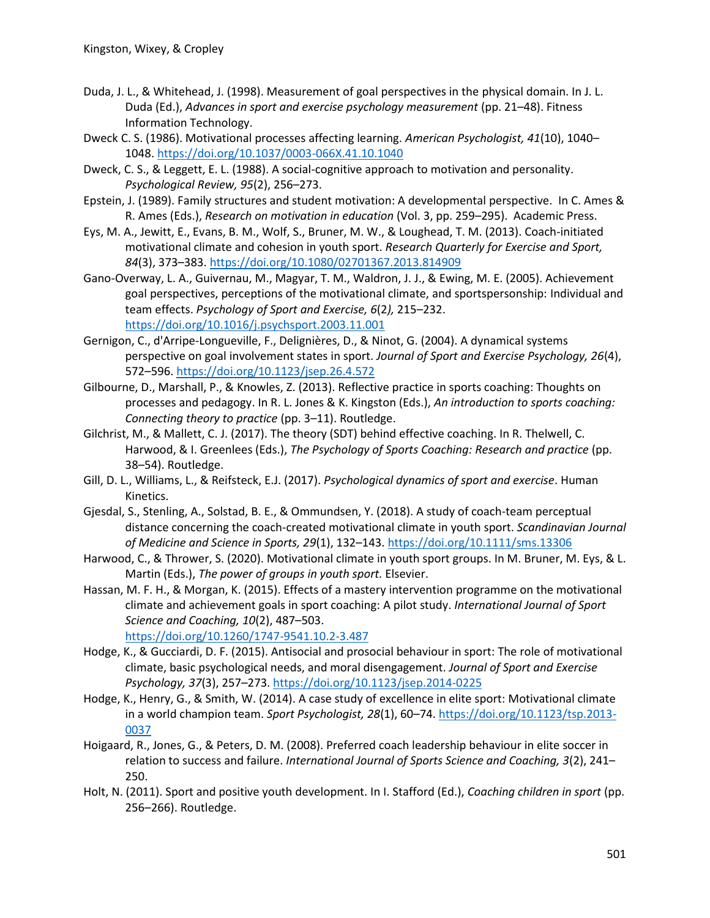Duda, J. L., & Whitehead, J. (1998). Measurement of goal perspectives in the physical domain. In J. L. Duda (Ed.), *Advances in sport and exercise psychology measurement* (pp. 21–48). Fitness Information Technology.

Dweck C. S. (1986). Motivational processes affecting learning. *American Psychologist, 41*(10), 1040–1048. https://doi.org/10.1037/0003-066X.41.10.1040

Dweck, C. S., & Leggett, E. L. (1988). A social-cognitive approach to motivation and personality. *Psychological Review, 95*(2), 256–273.

Epstein, J. (1989). Family structures and student motivation: A developmental perspective. In C. Ames & R. Ames (Eds.), *Research on motivation in education* (Vol. 3, pp. 259–295). Academic Press.

Eys, M. A., Jewitt, E., Evans, B. M., Wolf, S., Bruner, M. W., & Loughead, T. M. (2013). Coach-initiated motivational climate and cohesion in youth sport. *Research Quarterly for Exercise and Sport, 84*(3), 373–383. https://doi.org/10.1080/02701367.2013.814909

Gano-Overway, L. A., Guivernau, M., Magyar, T. M., Waldron, J. J., & Ewing, M. E. (2005). Achievement goal perspectives, perceptions of the motivational climate, and sportspersonship: Individual and team effects. *Psychology of Sport and Exercise, 6*(2*),* 215–232. https://doi.org/10.1016/j.psychsport.2003.11.001

Gernigon, C., d'Arripe-Longueville, F., Delignières, D., & Ninot, G. (2004). A dynamical systems perspective on goal involvement states in sport. *Journal of Sport and Exercise Psychology, 26*(4), 572–596. https://doi.org/10.1123/jsep.26.4.572

Gilbourne, D., Marshall, P., & Knowles, Z. (2013). Reflective practice in sports coaching: Thoughts on processes and pedagogy. In R. L. Jones & K. Kingston (Eds.), *An introduction to sports coaching: Connecting theory to practice* (pp. 3–11). Routledge.

Gilchrist, M., & Mallett, C. J. (2017). The theory (SDT) behind effective coaching. In R. Thelwell, C. Harwood, & I. Greenlees (Eds.), *The Psychology of Sports Coaching: Research and practice* (pp. 38–54). Routledge.

Gill, D. L., Williams, L., & Reifsteck, E.J. (2017). *Psychological dynamics of sport and exercise*. Human Kinetics.

Gjesdal, S., Stenling, A., Solstad, B. E., & Ommundsen, Y. (2018). A study of coach-team perceptual distance concerning the coach-created motivational climate in youth sport. *Scandinavian Journal of Medicine and Science in Sports, 29*(1), 132–143. https://doi.org/10.1111/sms.13306

Harwood, C., & Thrower, S. (2020). Motivational climate in youth sport groups. In M. Bruner, M. Eys, & L. Martin (Eds.), *The power of groups in youth sport.* Elsevier.

Hassan, M. F. H., & Morgan, K. (2015). Effects of a mastery intervention programme on the motivational climate and achievement goals in sport coaching: A pilot study. *International Journal of Sport Science and Coaching, 10*(2), 487–503. https://doi.org/10.1260/1747-9541.10.2-3.487

Hodge, K., & Gucciardi, D. F. (2015). Antisocial and prosocial behaviour in sport: The role of motivational climate, basic psychological needs, and moral disengagement. *Journal of Sport and Exercise Psychology, 37*(3), 257–273. https://doi.org/10.1123/jsep.2014-0225

Hodge, K., Henry, G., & Smith, W. (2014). A case study of excellence in elite sport: Motivational climate in a world champion team. *Sport Psychologist, 28*(1), 60–74. https://doi.org/10.1123/tsp.2013-0037

Hoigaard, R., Jones, G., & Peters, D. M. (2008). Preferred coach leadership behaviour in elite soccer in relation to success and failure. *International Journal of Sports Science and Coaching, 3*(2), 241–250.

Holt, N. (2011). Sport and positive youth development. In I. Stafford (Ed.), *Coaching children in sport* (pp. 256–266). Routledge.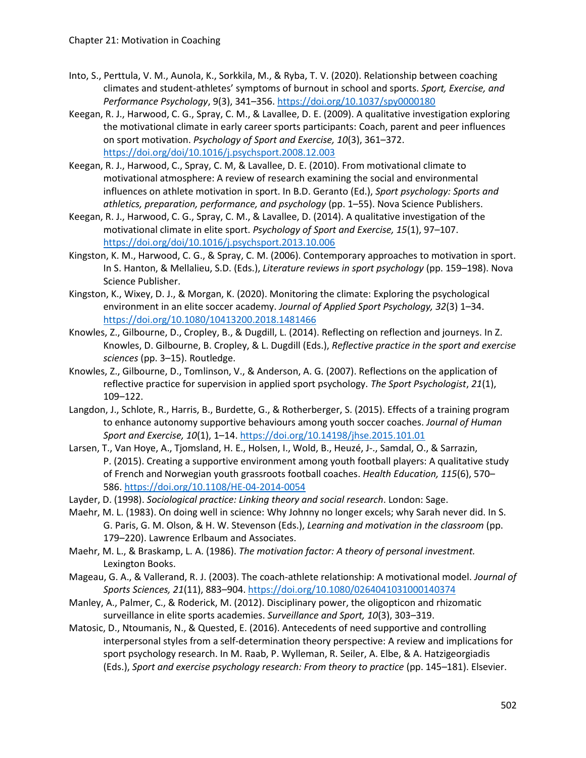Into, S., Perttula, V. M., Aunola, K., Sorkkila, M., & Ryba, T. V. (2020). Relationship between coaching climates and student-athletes' symptoms of burnout in school and sports. *Sport, Exercise, and Performance Psychology*, 9(3), 341–356. https://doi.org/10.1037/spy0000180

Keegan, R. J., Harwood, C. G., Spray, C. M., & Lavallee, D. E. (2009). A qualitative investigation exploring the motivational climate in early career sports participants: Coach, parent and peer influences on sport motivation. *Psychology of Sport and Exercise, 10*(3), 361–372. https://doi.org/doi/10.1016/j.psychsport.2008.12.003

Keegan, R. J., Harwood, C., Spray, C. M, & Lavallee, D. E. (2010). From motivational climate to motivational atmosphere: A review of research examining the social and environmental influences on athlete motivation in sport. In B.D. Geranto (Ed.), *Sport psychology: Sports and athletics, preparation, performance, and psychology* (pp. 1–55). Nova Science Publishers.

Keegan, R. J., Harwood, C. G., Spray, C. M., & Lavallee, D. (2014). A qualitative investigation of the motivational climate in elite sport. *Psychology of Sport and Exercise, 15*(1), 97–107. https://doi.org/doi/10.1016/j.psychsport.2013.10.006

Kingston, K. M., Harwood, C. G., & Spray, C. M. (2006). Contemporary approaches to motivation in sport. In S. Hanton, & Mellalieu, S.D. (Eds.), *Literature reviews in sport psychology* (pp. 159–198). Nova Science Publisher.

Kingston, K., Wixey, D. J., & Morgan, K. (2020). Monitoring the climate: Exploring the psychological environment in an elite soccer academy. *Journal of Applied Sport Psychology, 32*(3) 1–34. https://doi.org/10.1080/10413200.2018.1481466

Knowles, Z., Gilbourne, D., Cropley, B., & Dugdill, L. (2014). Reflecting on reflection and journeys. In Z. Knowles, D. Gilbourne, B. Cropley, & L. Dugdill (Eds.), *Reflective practice in the sport and exercise sciences* (pp. 3–15). Routledge.

Knowles, Z., Gilbourne, D., Tomlinson, V., & Anderson, A. G. (2007). Reflections on the application of reflective practice for supervision in applied sport psychology. *The Sport Psychologist*, *21*(1), 109–122.

Langdon, J., Schlote, R., Harris, B., Burdette, G., & Rotherberger, S. (2015). Effects of a training program to enhance autonomy supportive behaviours among youth soccer coaches. *Journal of Human Sport and Exercise, 10*(1), 1–14. https://doi.org/10.14198/jhse.2015.101.01

Larsen, T., Van Hoye, A., Tjomsland, H. E., Holsen, I., Wold, B., Heuzé, J-., Samdal, O., & Sarrazin, P. (2015). Creating a supportive environment among youth football players: A qualitative study of French and Norwegian youth grassroots football coaches. *Health Education, 115*(6), 570–586. https://doi.org/10.1108/HE-04-2014-0054

Layder, D. (1998). *Sociological practice: Linking theory and social research*. London: Sage.

Maehr, M. L. (1983). On doing well in science: Why Johnny no longer excels; why Sarah never did. In S. G. Paris, G. M. Olson, & H. W. Stevenson (Eds.), *Learning and motivation in the classroom* (pp. 179–220). Lawrence Erlbaum and Associates.

Maehr, M. L., & Braskamp, L. A. (1986). *The motivation factor: A theory of personal investment.* Lexington Books.

Mageau, G. A., & Vallerand, R. J. (2003). The coach-athlete relationship: A motivational model. *Journal of Sports Sciences, 21*(11), 883–904. https://doi.org/10.1080/0264041031000140374

Manley, A., Palmer, C., & Roderick, M. (2012). Disciplinary power, the oligopticon and rhizomatic surveillance in elite sports academies. *Surveillance and Sport, 10*(3), 303–319.

Matosic, D., Ntoumanis, N., & Quested, E. (2016). Antecedents of need supportive and controlling interpersonal styles from a self-determination theory perspective: A review and implications for sport psychology research. In M. Raab, P. Wylleman, R. Seiler, A. Elbe, & A. Hatzigeorgiadis (Eds.), *Sport and exercise psychology research: From theory to practice* (pp. 145–181). Elsevier.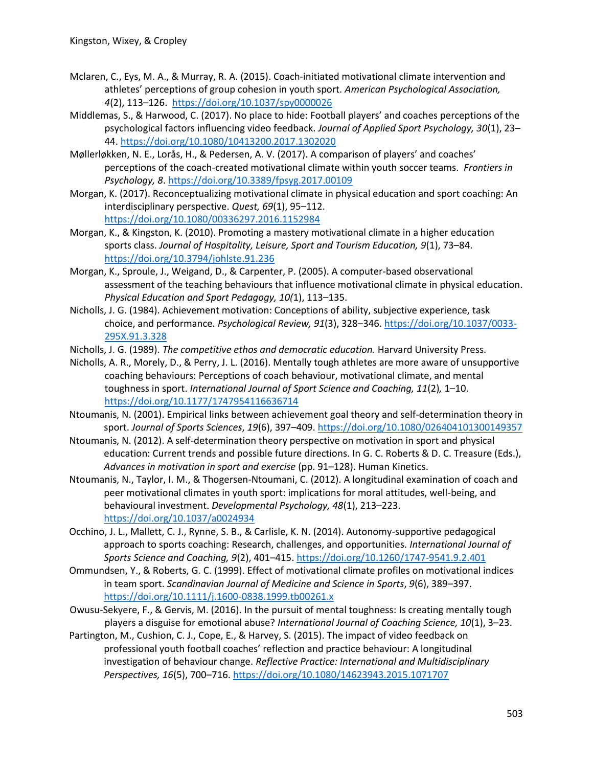Mclaren, C., Eys, M. A., & Murray, R. A. (2015). Coach-initiated motivational climate intervention and athletes' perceptions of group cohesion in youth sport. *American Psychological Association, 4*(2), 113–126. https://doi.org/10.1037/spy0000026

Middlemas, S., & Harwood, C. (2017). No place to hide: Football players' and coaches perceptions of the psychological factors influencing video feedback. *Journal of Applied Sport Psychology, 30*(1), 23–44. https://doi.org/10.1080/10413200.2017.1302020

Møllerløkken, N. E., Lorås, H., & Pedersen, A. V. (2017). A comparison of players' and coaches' perceptions of the coach-created motivational climate within youth soccer teams. *Frontiers in Psychology, 8*. https://doi.org/10.3389/fpsyg.2017.00109

Morgan, K. (2017). Reconceptualizing motivational climate in physical education and sport coaching: An interdisciplinary perspective. *Quest, 69*(1), 95–112. https://doi.org/10.1080/00336297.2016.1152984

Morgan, K., & Kingston, K. (2010). Promoting a mastery motivational climate in a higher education sports class. *Journal of Hospitality, Leisure, Sport and Tourism Education, 9*(1), 73–84. https://doi.org/10.3794/johlste.91.236

Morgan, K., Sproule, J., Weigand, D., & Carpenter, P. (2005). A computer-based observational assessment of the teaching behaviours that influence motivational climate in physical education. *Physical Education and Sport Pedagogy, 10(*1), 113–135.

Nicholls, J. G. (1984). Achievement motivation: Conceptions of ability, subjective experience, task choice, and performance. *Psychological Review, 91*(3), 328–346. https://doi.org/10.1037/0033-295X.91.3.328

Nicholls, J. G. (1989). *The competitive ethos and democratic education.* Harvard University Press.

Nicholls, A. R., Morely, D., & Perry, J. L. (2016). Mentally tough athletes are more aware of unsupportive coaching behaviours: Perceptions of coach behaviour, motivational climate, and mental toughness in sport. *International Journal of Sport Science and Coaching, 11*(2)*,* 1–10. https://doi.org/10.1177/1747954116636714

Ntoumanis, N. (2001). Empirical links between achievement goal theory and self-determination theory in sport. *Journal of Sports Sciences*, *19*(6), 397–409. https://doi.org/10.1080/026404101300149357

Ntoumanis, N. (2012). A self-determination theory perspective on motivation in sport and physical education: Current trends and possible future directions. In G. C. Roberts & D. C. Treasure (Eds.), *Advances in motivation in sport and exercise* (pp. 91–128). Human Kinetics.

Ntoumanis, N., Taylor, I. M., & Thogersen-Ntoumani, C. (2012). A longitudinal examination of coach and peer motivational climates in youth sport: implications for moral attitudes, well-being, and behavioural investment. *Developmental Psychology, 48*(1), 213–223. https://doi.org/10.1037/a0024934

Occhino, J. L., Mallett, C. J., Rynne, S. B., & Carlisle, K. N. (2014). Autonomy-supportive pedagogical approach to sports coaching: Research, challenges, and opportunities. *International Journal of Sports Science and Coaching, 9*(2), 401–415. https://doi.org/10.1260/1747-9541.9.2.401

Ommundsen, Y., & Roberts, G. C. (1999). Effect of motivational climate profiles on motivational indices in team sport. *Scandinavian Journal of Medicine and Science in Sports*, *9*(6), 389–397. https://doi.org/10.1111/j.1600-0838.1999.tb00261.x

Owusu-Sekyere, F., & Gervis, M. (2016). In the pursuit of mental toughness: Is creating mentally tough players a disguise for emotional abuse? *International Journal of Coaching Science, 10*(1), 3–23.

Partington, M., Cushion, C. J., Cope, E., & Harvey, S. (2015). The impact of video feedback on professional youth football coaches' reflection and practice behaviour: A longitudinal investigation of behaviour change. *Reflective Practice: International and Multidisciplinary Perspectives, 16*(5), 700–716. https://doi.org/10.1080/14623943.2015.1071707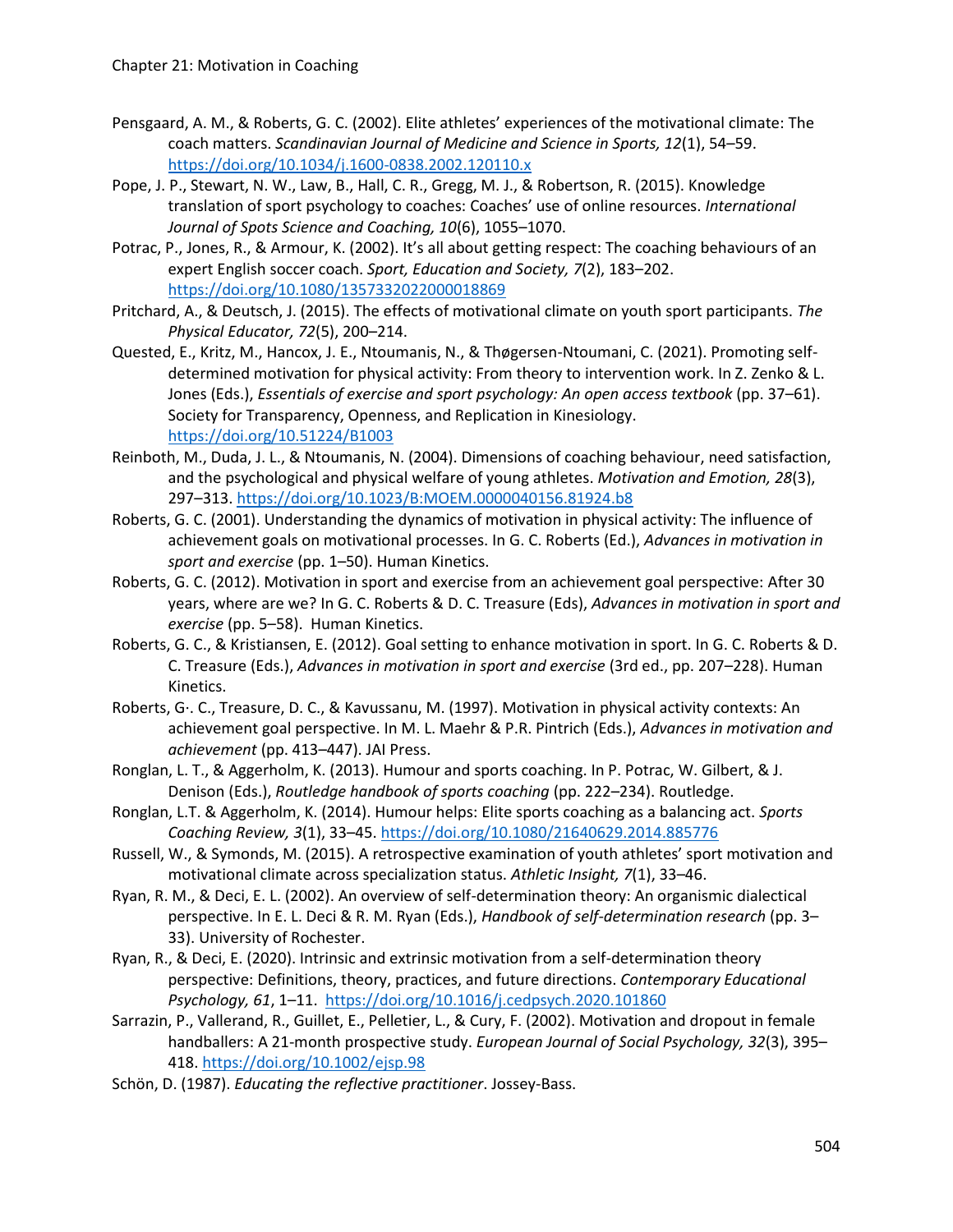Pensgaard, A. M., & Roberts, G. C. (2002). Elite athletes' experiences of the motivational climate: The coach matters. *Scandinavian Journal of Medicine and Science in Sports, 12*(1), 54–59. https://doi.org/10.1034/j.1600-0838.2002.120110.x

Pope, J. P., Stewart, N. W., Law, B., Hall, C. R., Gregg, M. J., & Robertson, R. (2015). Knowledge translation of sport psychology to coaches: Coaches' use of online resources. *International Journal of Spots Science and Coaching, 10*(6), 1055–1070.

Potrac, P., Jones, R., & Armour, K. (2002). It's all about getting respect: The coaching behaviours of an expert English soccer coach. *Sport, Education and Society, 7*(2), 183–202. https://doi.org/10.1080/1357332022000018869

Pritchard, A., & Deutsch, J. (2015). The effects of motivational climate on youth sport participants. *The Physical Educator, 72*(5), 200–214.

Quested, E., Kritz, M., Hancox, J. E., Ntoumanis, N., & Thøgersen-Ntoumani, C. (2021). Promoting self-determined motivation for physical activity: From theory to intervention work. In Z. Zenko & L. Jones (Eds.), *Essentials of exercise and sport psychology: An open access textbook* (pp. 37–61). Society for Transparency, Openness, and Replication in Kinesiology. https://doi.org/10.51224/B1003

Reinboth, M., Duda, J. L., & Ntoumanis, N. (2004). Dimensions of coaching behaviour, need satisfaction, and the psychological and physical welfare of young athletes. *Motivation and Emotion, 28*(3), 297–313. https://doi.org/10.1023/B:MOEM.0000040156.81924.b8

Roberts, G. C. (2001). Understanding the dynamics of motivation in physical activity: The influence of achievement goals on motivational processes. In G. C. Roberts (Ed.), *Advances in motivation in sport and exercise* (pp. 1–50). Human Kinetics.

Roberts, G. C. (2012). Motivation in sport and exercise from an achievement goal perspective: After 30 years, where are we? In G. C. Roberts & D. C. Treasure (Eds), *Advances in motivation in sport and exercise* (pp. 5–58). Human Kinetics.

Roberts, G. C., & Kristiansen, E. (2012). Goal setting to enhance motivation in sport. In G. C. Roberts & D. C. Treasure (Eds.), *Advances in motivation in sport and exercise* (3rd ed., pp. 207–228). Human Kinetics.

Roberts, G·. C., Treasure, D. C., & Kavussanu, M. (1997). Motivation in physical activity contexts: An achievement goal perspective. In M. L. Maehr & P.R. Pintrich (Eds.), *Advances in motivation and achievement* (pp. 413–447). JAI Press.

Ronglan, L. T., & Aggerholm, K. (2013). Humour and sports coaching. In P. Potrac, W. Gilbert, & J. Denison (Eds.), *Routledge handbook of sports coaching* (pp. 222–234). Routledge.

Ronglan, L.T. & Aggerholm, K. (2014). Humour helps: Elite sports coaching as a balancing act. *Sports Coaching Review, 3*(1), 33–45. https://doi.org/10.1080/21640629.2014.885776

Russell, W., & Symonds, M. (2015). A retrospective examination of youth athletes' sport motivation and motivational climate across specialization status. *Athletic Insight, 7*(1), 33–46.

Ryan, R. M., & Deci, E. L. (2002). An overview of self-determination theory: An organismic dialectical perspective. In E. L. Deci & R. M. Ryan (Eds.), *Handbook of self-determination research* (pp. 3–33). University of Rochester.

Ryan, R., & Deci, E. (2020). Intrinsic and extrinsic motivation from a self-determination theory perspective: Definitions, theory, practices, and future directions. *Contemporary Educational Psychology, 61*, 1–11. https://doi.org/10.1016/j.cedpsych.2020.101860

Sarrazin, P., Vallerand, R., Guillet, E., Pelletier, L., & Cury, F. (2002). Motivation and dropout in female handballers: A 21-month prospective study. *European Journal of Social Psychology, 32*(3), 395–418. https://doi.org/10.1002/ejsp.98

Schön, D. (1987). *Educating the reflective practitioner*. Jossey-Bass.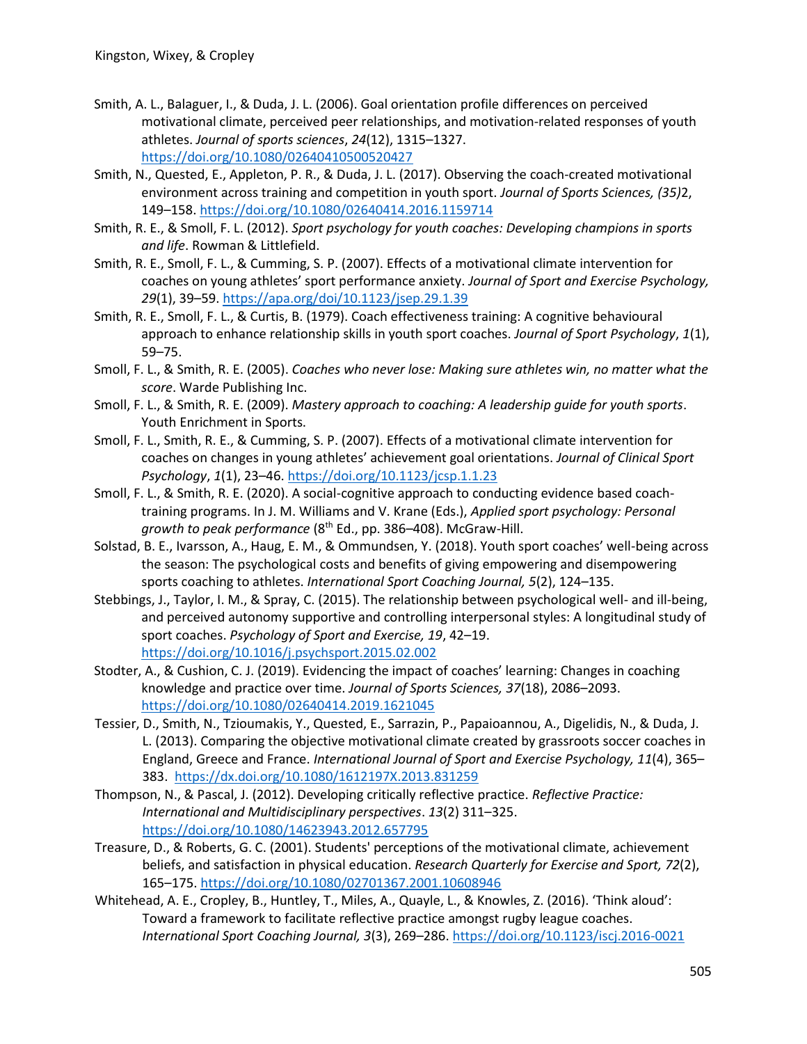Smith, A. L., Balaguer, I., & Duda, J. L. (2006). Goal orientation profile differences on perceived motivational climate, perceived peer relationships, and motivation-related responses of youth athletes. *Journal of sports sciences*, *24*(12), 1315–1327. https://doi.org/10.1080/02640410500520427

Smith, N., Quested, E., Appleton, P. R., & Duda, J. L. (2017). Observing the coach-created motivational environment across training and competition in youth sport. *Journal of Sports Sciences, (35)*2, 149–158. https://doi.org/10.1080/02640414.2016.1159714

Smith, R. E., & Smoll, F. L. (2012). *Sport psychology for youth coaches: Developing champions in sports and life*. Rowman & Littlefield.

Smith, R. E., Smoll, F. L., & Cumming, S. P. (2007). Effects of a motivational climate intervention for coaches on young athletes' sport performance anxiety. *Journal of Sport and Exercise Psychology, 29*(1), 39–59. https://apa.org/doi/10.1123/jsep.29.1.39

Smith, R. E., Smoll, F. L., & Curtis, B. (1979). Coach effectiveness training: A cognitive behavioural approach to enhance relationship skills in youth sport coaches. *Journal of Sport Psychology*, *1*(1), 59–75.

Smoll, F. L., & Smith, R. E. (2005). *Coaches who never lose: Making sure athletes win, no matter what the score*. Warde Publishing Inc.

Smoll, F. L., & Smith, R. E. (2009). *Mastery approach to coaching: A leadership guide for youth sports*. Youth Enrichment in Sports.

Smoll, F. L., Smith, R. E., & Cumming, S. P. (2007). Effects of a motivational climate intervention for coaches on changes in young athletes' achievement goal orientations. *Journal of Clinical Sport Psychology*, *1*(1), 23–46. https://doi.org/10.1123/jcsp.1.1.23

Smoll, F. L., & Smith, R. E. (2020). A social-cognitive approach to conducting evidence based coach-training programs. In J. M. Williams and V. Krane (Eds.), *Applied sport psychology: Personal growth to peak performance* (8th Ed., pp. 386–408). McGraw-Hill.

Solstad, B. E., Ivarsson, A., Haug, E. M., & Ommundsen, Y. (2018). Youth sport coaches' well-being across the season: The psychological costs and benefits of giving empowering and disempowering sports coaching to athletes. *International Sport Coaching Journal, 5*(2), 124–135.

Stebbings, J., Taylor, I. M., & Spray, C. (2015). The relationship between psychological well- and ill-being, and perceived autonomy supportive and controlling interpersonal styles: A longitudinal study of sport coaches. *Psychology of Sport and Exercise, 19*, 42–19. https://doi.org/10.1016/j.psychsport.2015.02.002

Stodter, A., & Cushion, C. J. (2019). Evidencing the impact of coaches' learning: Changes in coaching knowledge and practice over time. *Journal of Sports Sciences, 37*(18), 2086–2093. https://doi.org/10.1080/02640414.2019.1621045

Tessier, D., Smith, N., Tzioumakis, Y., Quested, E., Sarrazin, P., Papaioannou, A., Digelidis, N., & Duda, J. L. (2013). Comparing the objective motivational climate created by grassroots soccer coaches in England, Greece and France. *International Journal of Sport and Exercise Psychology, 11*(4), 365–383. https://dx.doi.org/10.1080/1612197X.2013.831259

Thompson, N., & Pascal, J. (2012). Developing critically reflective practice. *Reflective Practice: International and Multidisciplinary perspectives*. *13*(2) 311–325. https://doi.org/10.1080/14623943.2012.657795

Treasure, D., & Roberts, G. C. (2001). Students' perceptions of the motivational climate, achievement beliefs, and satisfaction in physical education. *Research Quarterly for Exercise and Sport, 72*(2), 165–175. https://doi.org/10.1080/02701367.2001.10608946

Whitehead, A. E., Cropley, B., Huntley, T., Miles, A., Quayle, L., & Knowles, Z. (2016). 'Think aloud': Toward a framework to facilitate reflective practice amongst rugby league coaches. *International Sport Coaching Journal, 3*(3), 269–286. https://doi.org/10.1123/iscj.2016-0021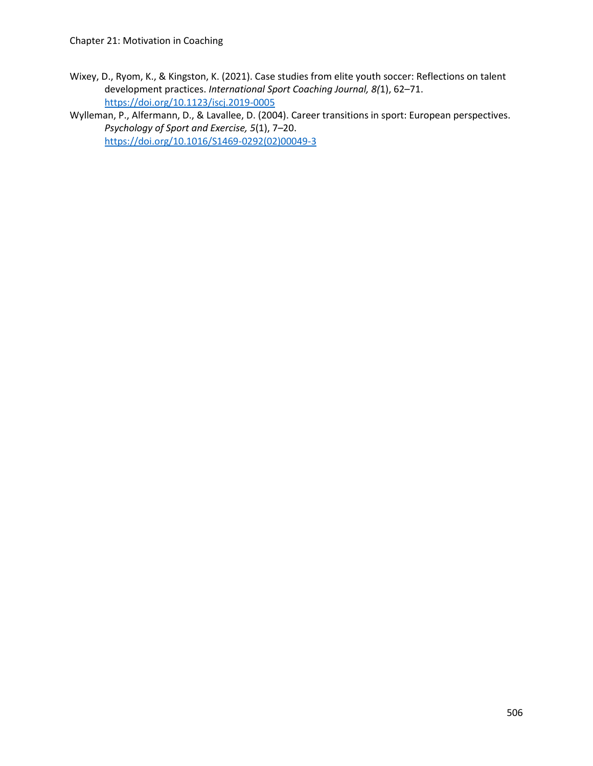Wixey, D., Ryom, K., & Kingston, K. (2021). Case studies from elite youth soccer: Reflections on talent development practices. *International Sport Coaching Journal, 8(*1), 62–71. https://doi.org/10.1123/iscj.2019-0005

Wylleman, P., Alfermann, D., & Lavallee, D. (2004). Career transitions in sport: European perspectives. *Psychology of Sport and Exercise, 5*(1), 7–20. https://doi.org/10.1016/S1469-0292(02)00049-3